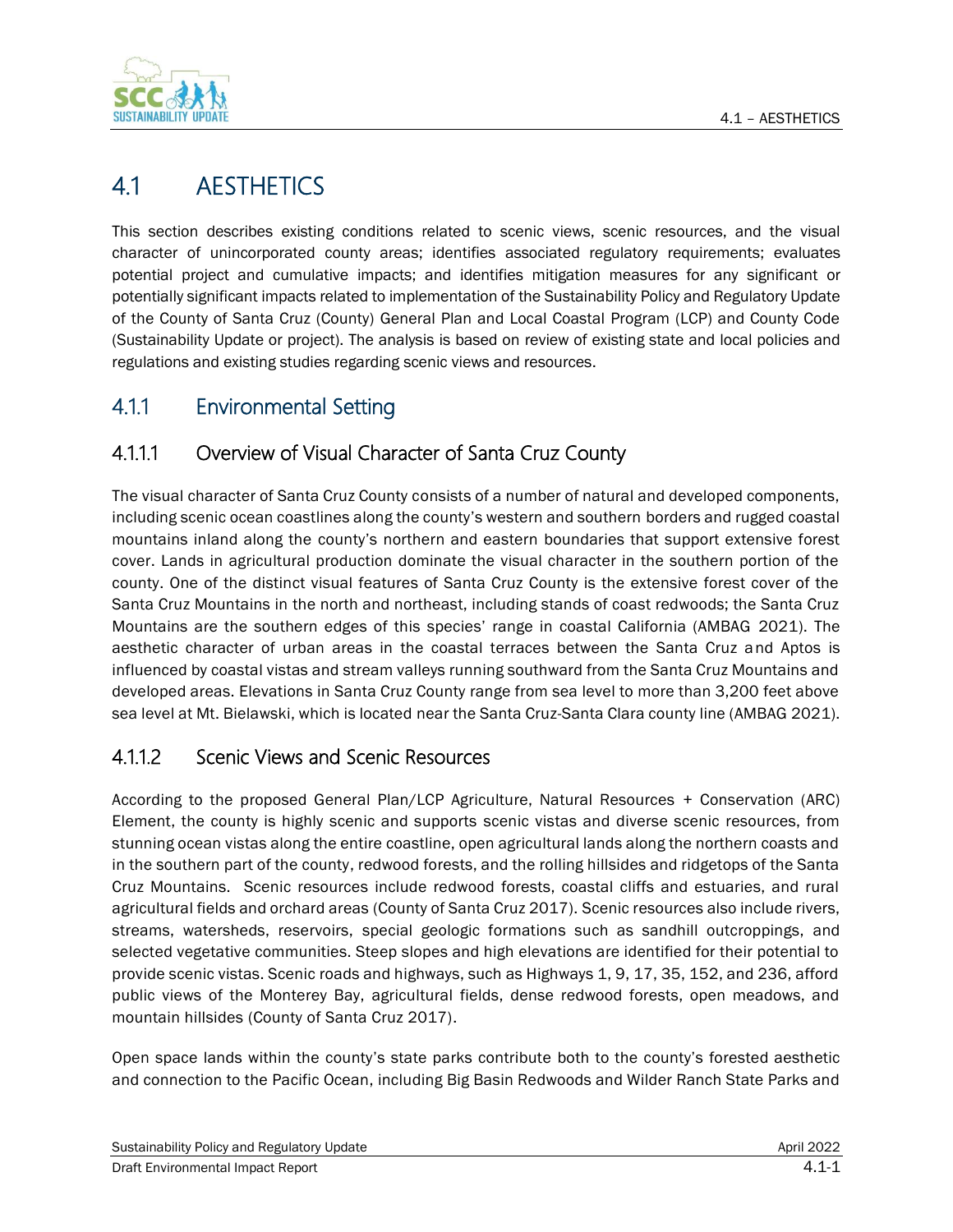# 4.1 AESTHETICS

This section describes existing conditions related to scenic views, scenic resources, and the visual character of unincorporated county areas; identifies associated regulatory requirements; evaluates potential project and cumulative impacts; and identifies mitigation measures for any significant or potentially significant impacts related to implementation of the Sustainability Policy and Regulatory Update of the County of Santa Cruz (County) General Plan and Local Coastal Program (LCP) and County Code (Sustainability Update or project). The analysis is based on review of existing state and local policies and regulations and existing studies regarding scenic views and resources.

## 4.1.1 Environmental Setting

### 4.1.1.1 Overview of Visual Character of Santa Cruz County

The visual character of Santa Cruz County consists of a number of natural and developed components, including scenic ocean coastlines along the county's western and southern borders and rugged coastal mountains inland along the county's northern and eastern boundaries that support extensive forest cover. Lands in agricultural production dominate the visual character in the southern portion of the county. One of the distinct visual features of Santa Cruz County is the extensive forest cover of the Santa Cruz Mountains in the north and northeast, including stands of coast redwoods; the Santa Cruz Mountains are the southern edges of this species' range in coastal California (AMBAG 2021). The aesthetic character of urban areas in the coastal terraces between the Santa Cruz and Aptos is influenced by coastal vistas and stream valleys running southward from the Santa Cruz Mountains and developed areas. Elevations in Santa Cruz County range from sea level to more than 3,200 feet above sea level at Mt. Bielawski, which is located near the Santa Cruz-Santa Clara county line (AMBAG 2021).

### 4.1.1.2 Scenic Views and Scenic Resources

According to the proposed General Plan/LCP Agriculture, Natural Resources + Conservation (ARC) Element, the county is highly scenic and supports scenic vistas and diverse scenic resources, from stunning ocean vistas along the entire coastline, open agricultural lands along the northern coasts and in the southern part of the county, redwood forests, and the rolling hillsides and ridgetops of the Santa Cruz Mountains. Scenic resources include redwood forests, coastal cliffs and estuaries, and rural agricultural fields and orchard areas (County of Santa Cruz 2017). Scenic resources also include rivers, streams, watersheds, reservoirs, special geologic formations such as sandhill outcroppings, and selected vegetative communities. Steep slopes and high elevations are identified for their potential to provide scenic vistas. Scenic roads and highways, such as Highways 1, 9, 17, 35, 152, and 236, afford public views of the Monterey Bay, agricultural fields, dense redwood forests, open meadows, and mountain hillsides (County of Santa Cruz 2017).

Open space lands within the county's state parks contribute both to the county's forested aesthetic and connection to the Pacific Ocean, including Big Basin Redwoods and Wilder Ranch State Parks and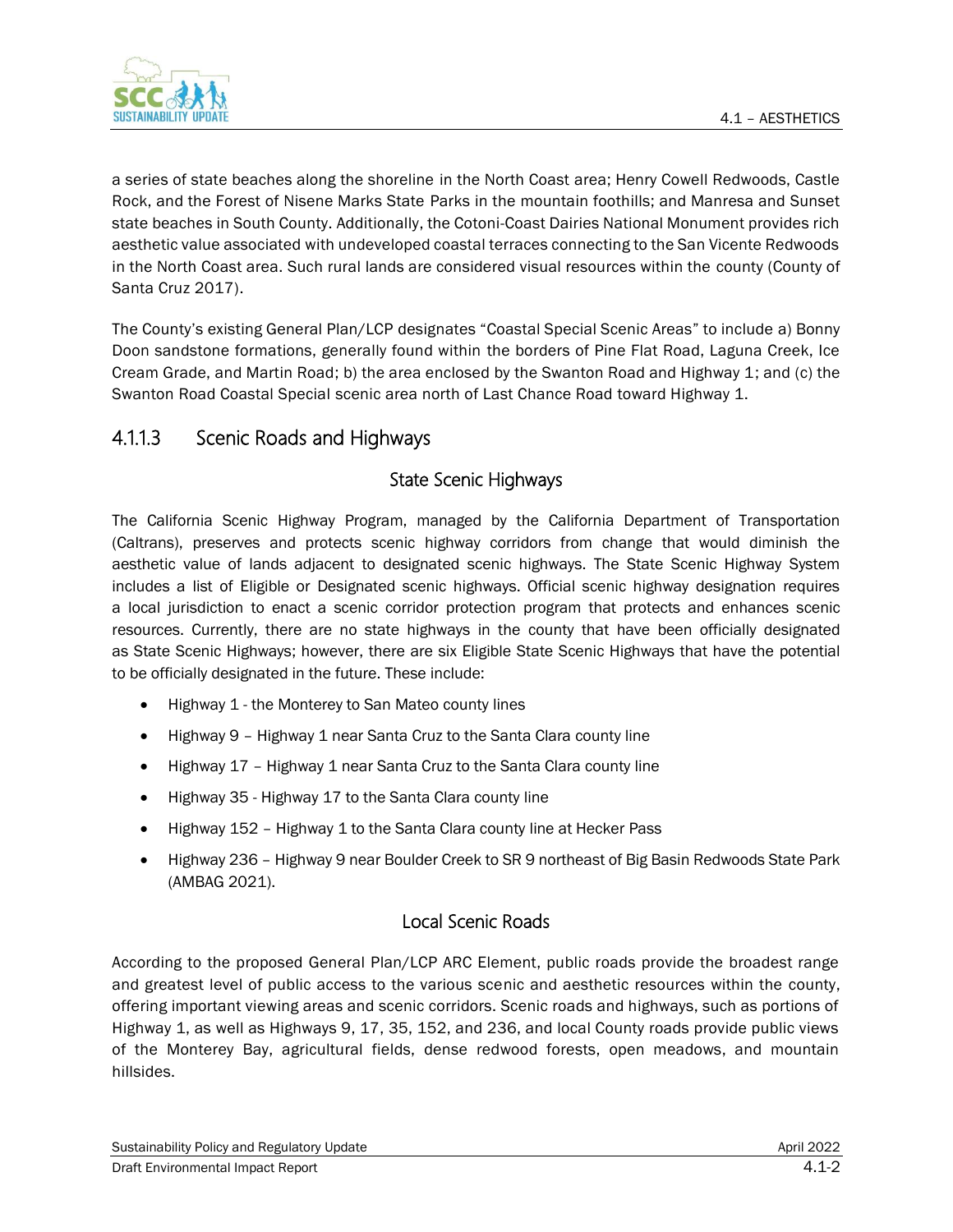a series of state beaches along the shoreline in the North Coast area; Henry Cowell Redwoods, Castle Rock, and the Forest of Nisene Marks State Parks in the mountain foothills; and Manresa and Sunset state beaches in South County. Additionally, the Cotoni-Coast Dairies National Monument provides rich aesthetic value associated with undeveloped coastal terraces connecting to the San Vicente Redwoods in the North Coast area. Such rural lands are considered visual resources within the county (County of Santa Cruz 2017).

The County's existing General Plan/LCP designates "Coastal Special Scenic Areas" to include a) Bonny Doon sandstone formations, generally found within the borders of Pine Flat Road, Laguna Creek, Ice Cream Grade, and Martin Road; b) the area enclosed by the Swanton Road and Highway 1; and (c) the Swanton Road Coastal Special scenic area north of Last Chance Road toward Highway 1.

## 4.1.1.3 Scenic Roads and Highways

### State Scenic Highways

The California Scenic Highway Program, managed by the California Department of Transportation (Caltrans), preserves and protects scenic highway corridors from change that would diminish the aesthetic value of lands adjacent to designated scenic highways. The State Scenic Highway System includes a list of Eligible or Designated scenic highways. Official scenic highway designation requires a local jurisdiction to enact a scenic corridor protection program that protects and enhances scenic resources. Currently, there are no state highways in the county that have been officially designated as State Scenic Highways; however, there are six Eligible State Scenic Highways that have the potential to be officially designated in the future. These include:

- Highway 1 - the Monterey to San Mateo county lines
- Highway 9 – Highway 1 near Santa Cruz to the Santa Clara county line
- Highway 17 – Highway 1 near Santa Cruz to the Santa Clara county line
- Highway 35 - Highway 17 to the Santa Clara county line
- Highway 152 – Highway 1 to the Santa Clara county line at Hecker Pass
- Highway 236 – Highway 9 near Boulder Creek to SR 9 northeast of Big Basin Redwoods State Park (AMBAG 2021).

### Local Scenic Roads

According to the proposed General Plan/LCP ARC Element, public roads provide the broadest range and greatest level of public access to the various scenic and aesthetic resources within the county, offering important viewing areas and scenic corridors. Scenic roads and highways, such as portions of Highway 1, as well as Highways 9, 17, 35, 152, and 236, and local County roads provide public views of the Monterey Bay, agricultural fields, dense redwood forests, open meadows, and mountain hillsides.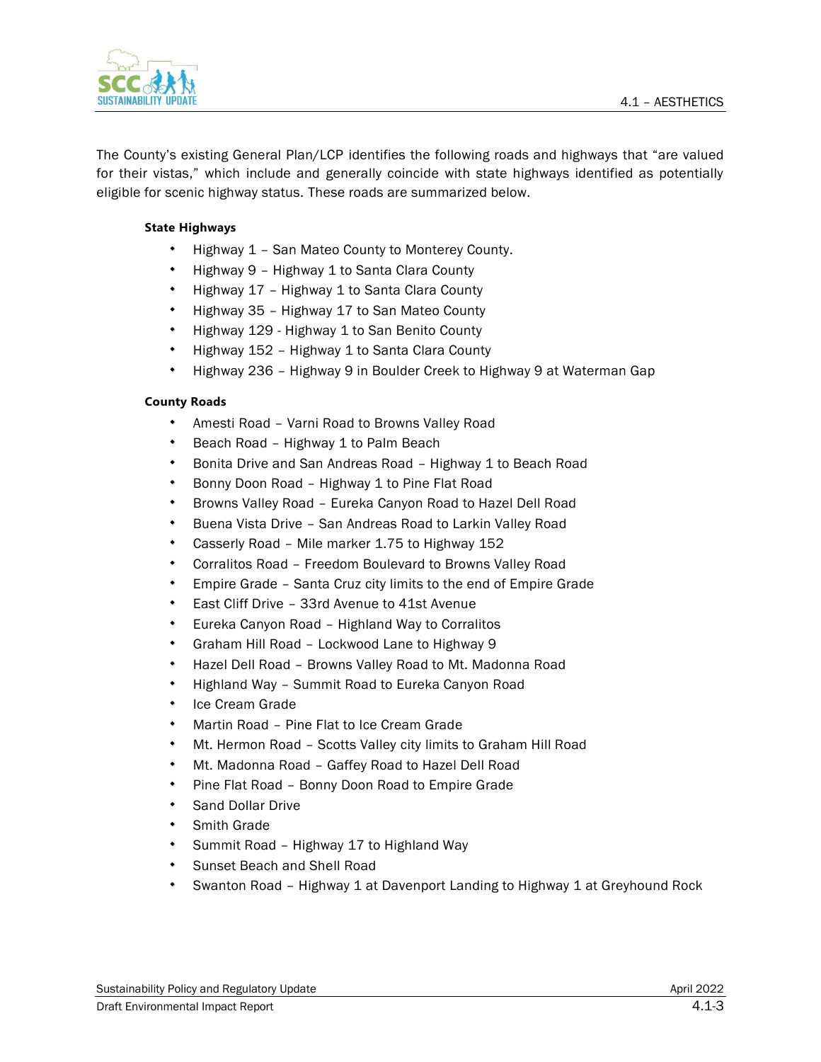The County's existing General Plan/LCP identifies the following roads and highways that "are valued for their vistas," which include and generally coincide with state highways identified as potentially eligible for scenic highway status. These roads are summarized below.

**State Highways**

- Highway 1 – San Mateo County to Monterey County.
- Highway 9 – Highway 1 to Santa Clara County
- Highway 17 – Highway 1 to Santa Clara County
- Highway 35 – Highway 17 to San Mateo County
- Highway 129 - Highway 1 to San Benito County
- Highway 152 – Highway 1 to Santa Clara County
- Highway 236 – Highway 9 in Boulder Creek to Highway 9 at Waterman Gap

**County Roads**

- Amesti Road – Varni Road to Browns Valley Road
- Beach Road – Highway 1 to Palm Beach
- Bonita Drive and San Andreas Road – Highway 1 to Beach Road
- Bonny Doon Road – Highway 1 to Pine Flat Road
- Browns Valley Road – Eureka Canyon Road to Hazel Dell Road
- Buena Vista Drive – San Andreas Road to Larkin Valley Road
- Casserly Road – Mile marker 1.75 to Highway 152
- Corralitos Road – Freedom Boulevard to Browns Valley Road
- Empire Grade – Santa Cruz city limits to the end of Empire Grade
- East Cliff Drive – 33rd Avenue to 41st Avenue
- Eureka Canyon Road – Highland Way to Corralitos
- Graham Hill Road – Lockwood Lane to Highway 9
- Hazel Dell Road – Browns Valley Road to Mt. Madonna Road
- Highland Way – Summit Road to Eureka Canyon Road
- Ice Cream Grade
- Martin Road – Pine Flat to Ice Cream Grade
- Mt. Hermon Road – Scotts Valley city limits to Graham Hill Road
- Mt. Madonna Road – Gaffey Road to Hazel Dell Road
- Pine Flat Road – Bonny Doon Road to Empire Grade
- Sand Dollar Drive
- Smith Grade
- Summit Road – Highway 17 to Highland Way
- Sunset Beach and Shell Road
- Swanton Road – Highway 1 at Davenport Landing to Highway 1 at Greyhound Rock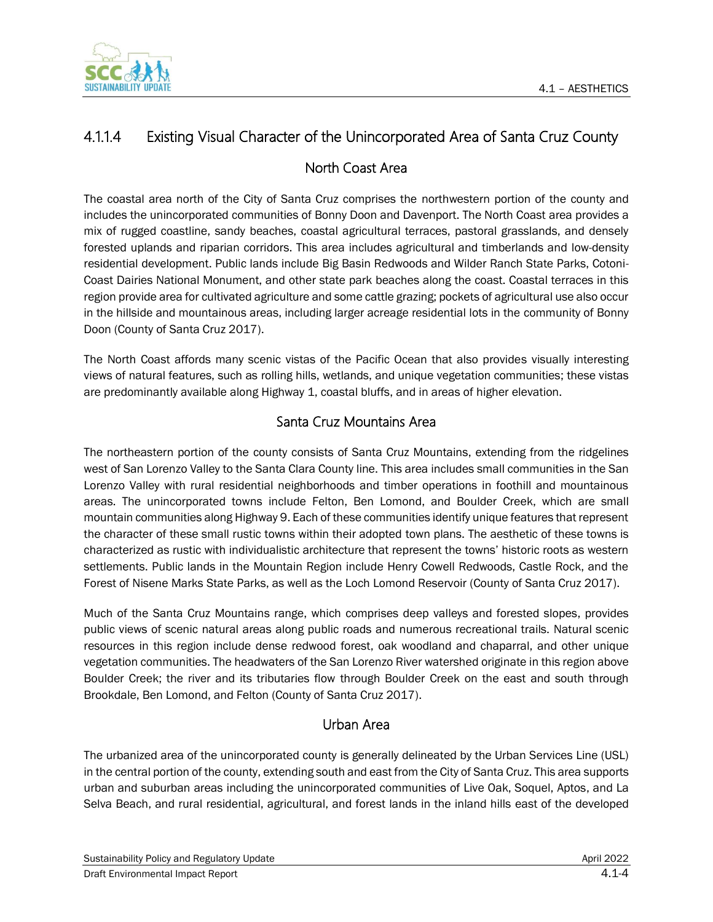## 4.1.1.4 Existing Visual Character of the Unincorporated Area of Santa Cruz County

### North Coast Area

The coastal area north of the City of Santa Cruz comprises the northwestern portion of the county and includes the unincorporated communities of Bonny Doon and Davenport. The North Coast area provides a mix of rugged coastline, sandy beaches, coastal agricultural terraces, pastoral grasslands, and densely forested uplands and riparian corridors. This area includes agricultural and timberlands and low-density residential development. Public lands include Big Basin Redwoods and Wilder Ranch State Parks, Cotoni-Coast Dairies National Monument, and other state park beaches along the coast. Coastal terraces in this region provide area for cultivated agriculture and some cattle grazing; pockets of agricultural use also occur in the hillside and mountainous areas, including larger acreage residential lots in the community of Bonny Doon (County of Santa Cruz 2017).

The North Coast affords many scenic vistas of the Pacific Ocean that also provides visually interesting views of natural features, such as rolling hills, wetlands, and unique vegetation communities; these vistas are predominantly available along Highway 1, coastal bluffs, and in areas of higher elevation.

### Santa Cruz Mountains Area

The northeastern portion of the county consists of Santa Cruz Mountains, extending from the ridgelines west of San Lorenzo Valley to the Santa Clara County line. This area includes small communities in the San Lorenzo Valley with rural residential neighborhoods and timber operations in foothill and mountainous areas. The unincorporated towns include Felton, Ben Lomond, and Boulder Creek, which are small mountain communities along Highway 9. Each of these communities identify unique features that represent the character of these small rustic towns within their adopted town plans. The aesthetic of these towns is characterized as rustic with individualistic architecture that represent the towns' historic roots as western settlements. Public lands in the Mountain Region include Henry Cowell Redwoods, Castle Rock, and the Forest of Nisene Marks State Parks, as well as the Loch Lomond Reservoir (County of Santa Cruz 2017).

Much of the Santa Cruz Mountains range, which comprises deep valleys and forested slopes, provides public views of scenic natural areas along public roads and numerous recreational trails. Natural scenic resources in this region include dense redwood forest, oak woodland and chaparral, and other unique vegetation communities. The headwaters of the San Lorenzo River watershed originate in this region above Boulder Creek; the river and its tributaries flow through Boulder Creek on the east and south through Brookdale, Ben Lomond, and Felton (County of Santa Cruz 2017).

### Urban Area

The urbanized area of the unincorporated county is generally delineated by the Urban Services Line (USL) in the central portion of the county, extending south and east from the City of Santa Cruz. This area supports urban and suburban areas including the unincorporated communities of Live Oak, Soquel, Aptos, and La Selva Beach, and rural residential, agricultural, and forest lands in the inland hills east of the developed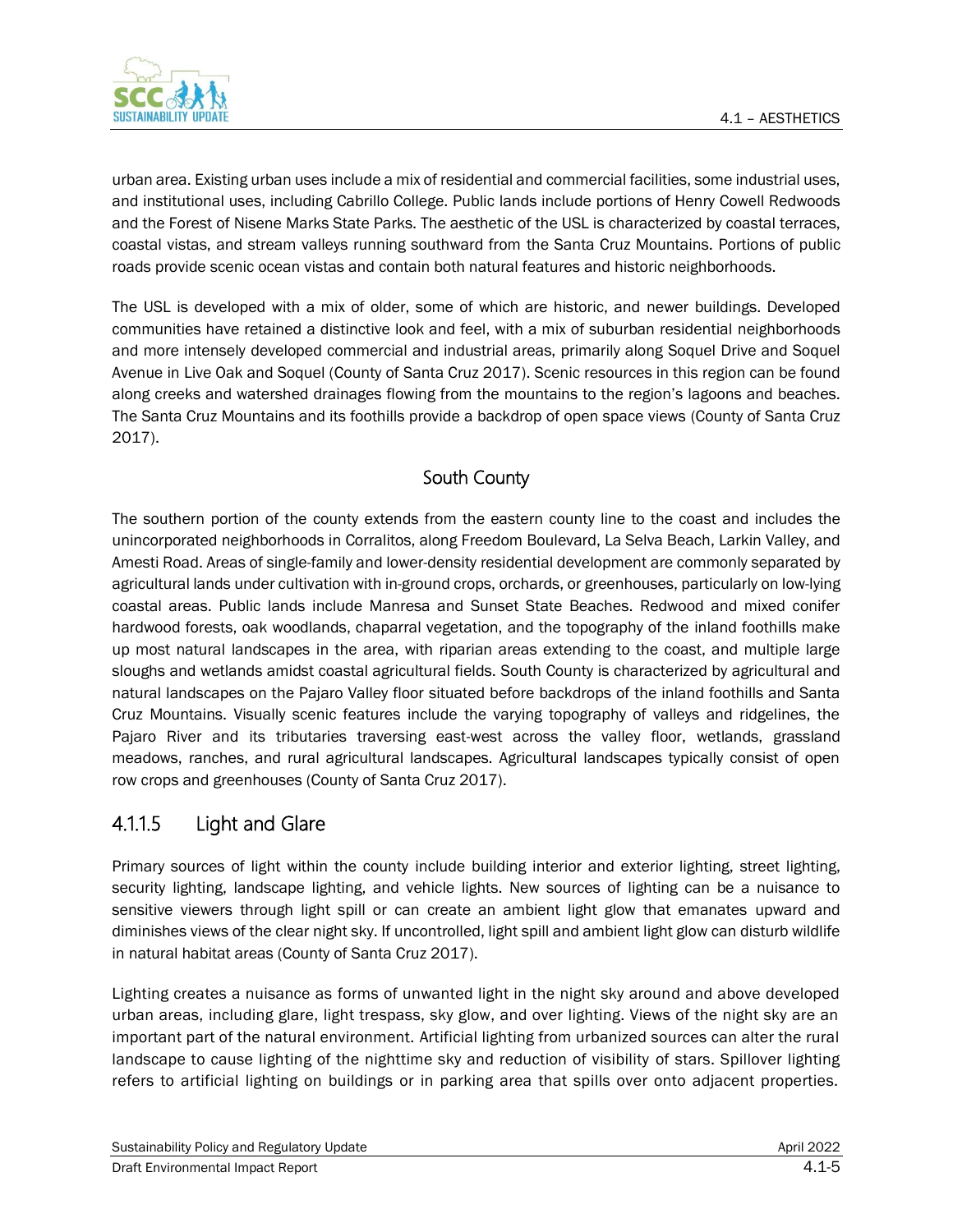urban area. Existing urban uses include a mix of residential and commercial facilities, some industrial uses, and institutional uses, including Cabrillo College. Public lands include portions of Henry Cowell Redwoods and the Forest of Nisene Marks State Parks. The aesthetic of the USL is characterized by coastal terraces, coastal vistas, and stream valleys running southward from the Santa Cruz Mountains. Portions of public roads provide scenic ocean vistas and contain both natural features and historic neighborhoods.

The USL is developed with a mix of older, some of which are historic, and newer buildings. Developed communities have retained a distinctive look and feel, with a mix of suburban residential neighborhoods and more intensely developed commercial and industrial areas, primarily along Soquel Drive and Soquel Avenue in Live Oak and Soquel (County of Santa Cruz 2017). Scenic resources in this region can be found along creeks and watershed drainages flowing from the mountains to the region's lagoons and beaches. The Santa Cruz Mountains and its foothills provide a backdrop of open space views (County of Santa Cruz 2017).

#### South County

The southern portion of the county extends from the eastern county line to the coast and includes the unincorporated neighborhoods in Corralitos, along Freedom Boulevard, La Selva Beach, Larkin Valley, and Amesti Road. Areas of single-family and lower-density residential development are commonly separated by agricultural lands under cultivation with in-ground crops, orchards, or greenhouses, particularly on low-lying coastal areas. Public lands include Manresa and Sunset State Beaches. Redwood and mixed conifer hardwood forests, oak woodlands, chaparral vegetation, and the topography of the inland foothills make up most natural landscapes in the area, with riparian areas extending to the coast, and multiple large sloughs and wetlands amidst coastal agricultural fields. South County is characterized by agricultural and natural landscapes on the Pajaro Valley floor situated before backdrops of the inland foothills and Santa Cruz Mountains. Visually scenic features include the varying topography of valleys and ridgelines, the Pajaro River and its tributaries traversing east-west across the valley floor, wetlands, grassland meadows, ranches, and rural agricultural landscapes. Agricultural landscapes typically consist of open row crops and greenhouses (County of Santa Cruz 2017).

### 4.1.1.5 Light and Glare

Primary sources of light within the county include building interior and exterior lighting, street lighting, security lighting, landscape lighting, and vehicle lights. New sources of lighting can be a nuisance to sensitive viewers through light spill or can create an ambient light glow that emanates upward and diminishes views of the clear night sky. If uncontrolled, light spill and ambient light glow can disturb wildlife in natural habitat areas (County of Santa Cruz 2017).

Lighting creates a nuisance as forms of unwanted light in the night sky around and above developed urban areas, including glare, light trespass, sky glow, and over lighting. Views of the night sky are an important part of the natural environment. Artificial lighting from urbanized sources can alter the rural landscape to cause lighting of the nighttime sky and reduction of visibility of stars. Spillover lighting refers to artificial lighting on buildings or in parking area that spills over onto adjacent properties.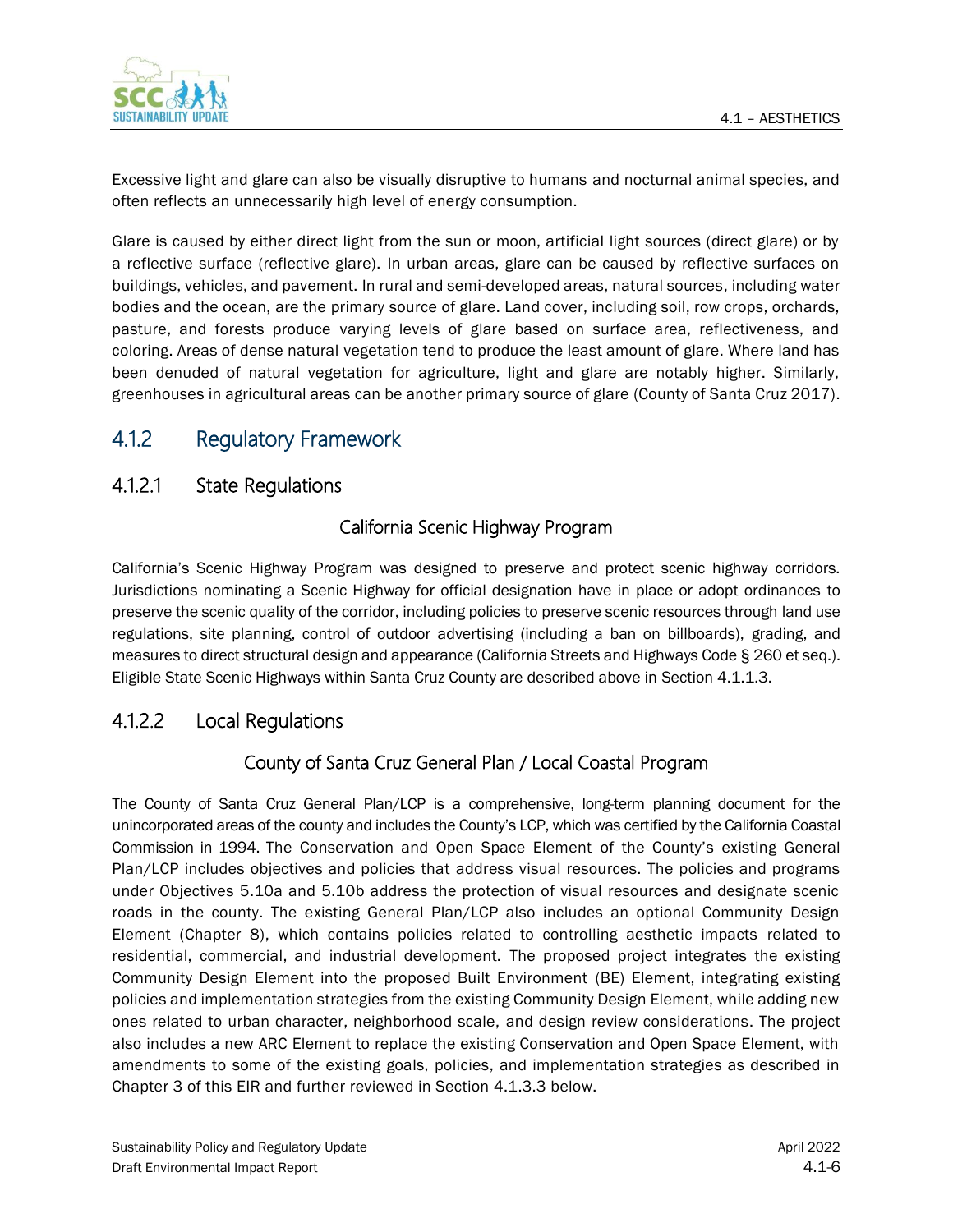Excessive light and glare can also be visually disruptive to humans and nocturnal animal species, and often reflects an unnecessarily high level of energy consumption.

Glare is caused by either direct light from the sun or moon, artificial light sources (direct glare) or by a reflective surface (reflective glare). In urban areas, glare can be caused by reflective surfaces on buildings, vehicles, and pavement. In rural and semi-developed areas, natural sources, including water bodies and the ocean, are the primary source of glare. Land cover, including soil, row crops, orchards, pasture, and forests produce varying levels of glare based on surface area, reflectiveness, and coloring. Areas of dense natural vegetation tend to produce the least amount of glare. Where land has been denuded of natural vegetation for agriculture, light and glare are notably higher. Similarly, greenhouses in agricultural areas can be another primary source of glare (County of Santa Cruz 2017).

## 4.1.2 Regulatory Framework

### 4.1.2.1 State Regulations

#### California Scenic Highway Program

California's Scenic Highway Program was designed to preserve and protect scenic highway corridors. Jurisdictions nominating a Scenic Highway for official designation have in place or adopt ordinances to preserve the scenic quality of the corridor, including policies to preserve scenic resources through land use regulations, site planning, control of outdoor advertising (including a ban on billboards), grading, and measures to direct structural design and appearance (California Streets and Highways Code § 260 et seq.). Eligible State Scenic Highways within Santa Cruz County are described above in Section 4.1.1.3.

### 4.1.2.2 Local Regulations

#### County of Santa Cruz General Plan / Local Coastal Program

The County of Santa Cruz General Plan/LCP is a comprehensive, long-term planning document for the unincorporated areas of the county and includes the County's LCP, which was certified by the California Coastal Commission in 1994. The Conservation and Open Space Element of the County's existing General Plan/LCP includes objectives and policies that address visual resources. The policies and programs under Objectives 5.10a and 5.10b address the protection of visual resources and designate scenic roads in the county. The existing General Plan/LCP also includes an optional Community Design Element (Chapter 8), which contains policies related to controlling aesthetic impacts related to residential, commercial, and industrial development. The proposed project integrates the existing Community Design Element into the proposed Built Environment (BE) Element, integrating existing policies and implementation strategies from the existing Community Design Element, while adding new ones related to urban character, neighborhood scale, and design review considerations. The project also includes a new ARC Element to replace the existing Conservation and Open Space Element, with amendments to some of the existing goals, policies, and implementation strategies as described in Chapter 3 of this EIR and further reviewed in Section 4.1.3.3 below.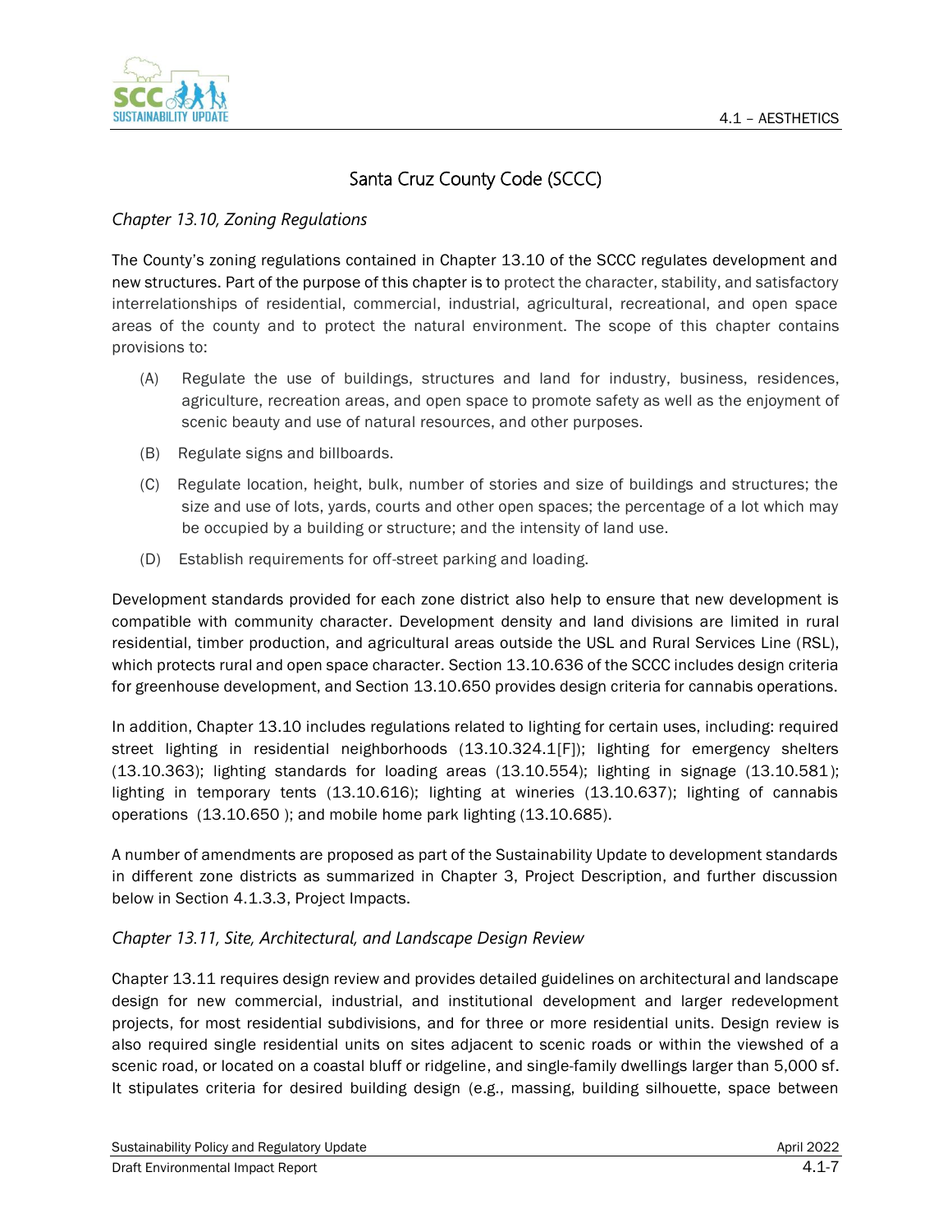## Santa Cruz County Code (SCCC)

### *Chapter 13.10, Zoning Regulations*

The County's zoning regulations contained in Chapter 13.10 of the SCCC regulates development and new structures. Part of the purpose of this chapter is to protect the character, stability, and satisfactory interrelationships of residential, commercial, industrial, agricultural, recreational, and open space areas of the county and to protect the natural environment. The scope of this chapter contains provisions to:

(A) Regulate the use of buildings, structures and land for industry, business, residences, agriculture, recreation areas, and open space to promote safety as well as the enjoyment of scenic beauty and use of natural resources, and other purposes.

(B) Regulate signs and billboards.

(C) Regulate location, height, bulk, number of stories and size of buildings and structures; the size and use of lots, yards, courts and other open spaces; the percentage of a lot which may be occupied by a building or structure; and the intensity of land use.

(D) Establish requirements for off-street parking and loading.

Development standards provided for each zone district also help to ensure that new development is compatible with community character. Development density and land divisions are limited in rural residential, timber production, and agricultural areas outside the USL and Rural Services Line (RSL), which protects rural and open space character. Section 13.10.636 of the SCCC includes design criteria for greenhouse development, and Section 13.10.650 provides design criteria for cannabis operations.

In addition, Chapter 13.10 includes regulations related to lighting for certain uses, including: required street lighting in residential neighborhoods (13.10.324.1[F]); lighting for emergency shelters (13.10.363); lighting standards for loading areas (13.10.554); lighting in signage (13.10.581); lighting in temporary tents (13.10.616); lighting at wineries (13.10.637); lighting of cannabis operations (13.10.650 ); and mobile home park lighting (13.10.685).

A number of amendments are proposed as part of the Sustainability Update to development standards in different zone districts as summarized in Chapter 3, Project Description, and further discussion below in Section 4.1.3.3, Project Impacts.

### *Chapter 13.11, Site, Architectural, and Landscape Design Review*

Chapter 13.11 requires design review and provides detailed guidelines on architectural and landscape design for new commercial, industrial, and institutional development and larger redevelopment projects, for most residential subdivisions, and for three or more residential units. Design review is also required single residential units on sites adjacent to scenic roads or within the viewshed of a scenic road, or located on a coastal bluff or ridgeline, and single-family dwellings larger than 5,000 sf. It stipulates criteria for desired building design (e.g., massing, building silhouette, space between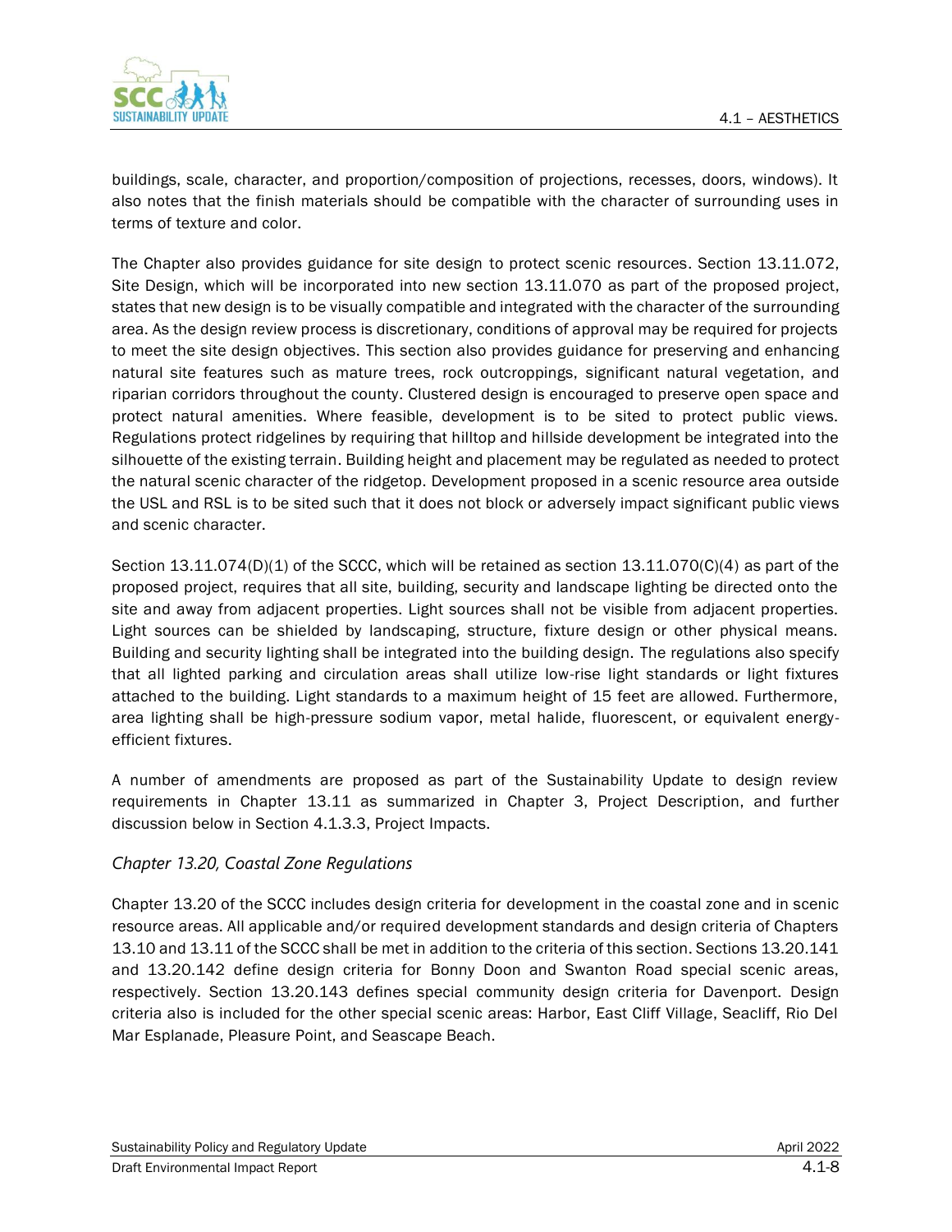buildings, scale, character, and proportion/composition of projections, recesses, doors, windows). It also notes that the finish materials should be compatible with the character of surrounding uses in terms of texture and color.

The Chapter also provides guidance for site design to protect scenic resources. Section 13.11.072, Site Design, which will be incorporated into new section 13.11.070 as part of the proposed project, states that new design is to be visually compatible and integrated with the character of the surrounding area. As the design review process is discretionary, conditions of approval may be required for projects to meet the site design objectives. This section also provides guidance for preserving and enhancing natural site features such as mature trees, rock outcroppings, significant natural vegetation, and riparian corridors throughout the county. Clustered design is encouraged to preserve open space and protect natural amenities. Where feasible, development is to be sited to protect public views. Regulations protect ridgelines by requiring that hilltop and hillside development be integrated into the silhouette of the existing terrain. Building height and placement may be regulated as needed to protect the natural scenic character of the ridgetop. Development proposed in a scenic resource area outside the USL and RSL is to be sited such that it does not block or adversely impact significant public views and scenic character.

Section 13.11.074(D)(1) of the SCCC, which will be retained as section 13.11.070(C)(4) as part of the proposed project, requires that all site, building, security and landscape lighting be directed onto the site and away from adjacent properties. Light sources shall not be visible from adjacent properties. Light sources can be shielded by landscaping, structure, fixture design or other physical means. Building and security lighting shall be integrated into the building design. The regulations also specify that all lighted parking and circulation areas shall utilize low-rise light standards or light fixtures attached to the building. Light standards to a maximum height of 15 feet are allowed. Furthermore, area lighting shall be high-pressure sodium vapor, metal halide, fluorescent, or equivalent energy-efficient fixtures.

A number of amendments are proposed as part of the Sustainability Update to design review requirements in Chapter 13.11 as summarized in Chapter 3, Project Description, and further discussion below in Section 4.1.3.3, Project Impacts.

### *Chapter 13.20, Coastal Zone Regulations*

Chapter 13.20 of the SCCC includes design criteria for development in the coastal zone and in scenic resource areas. All applicable and/or required development standards and design criteria of Chapters 13.10 and 13.11 of the SCCC shall be met in addition to the criteria of this section. Sections 13.20.141 and 13.20.142 define design criteria for Bonny Doon and Swanton Road special scenic areas, respectively. Section 13.20.143 defines special community design criteria for Davenport. Design criteria also is included for the other special scenic areas: Harbor, East Cliff Village, Seacliff, Rio Del Mar Esplanade, Pleasure Point, and Seascape Beach.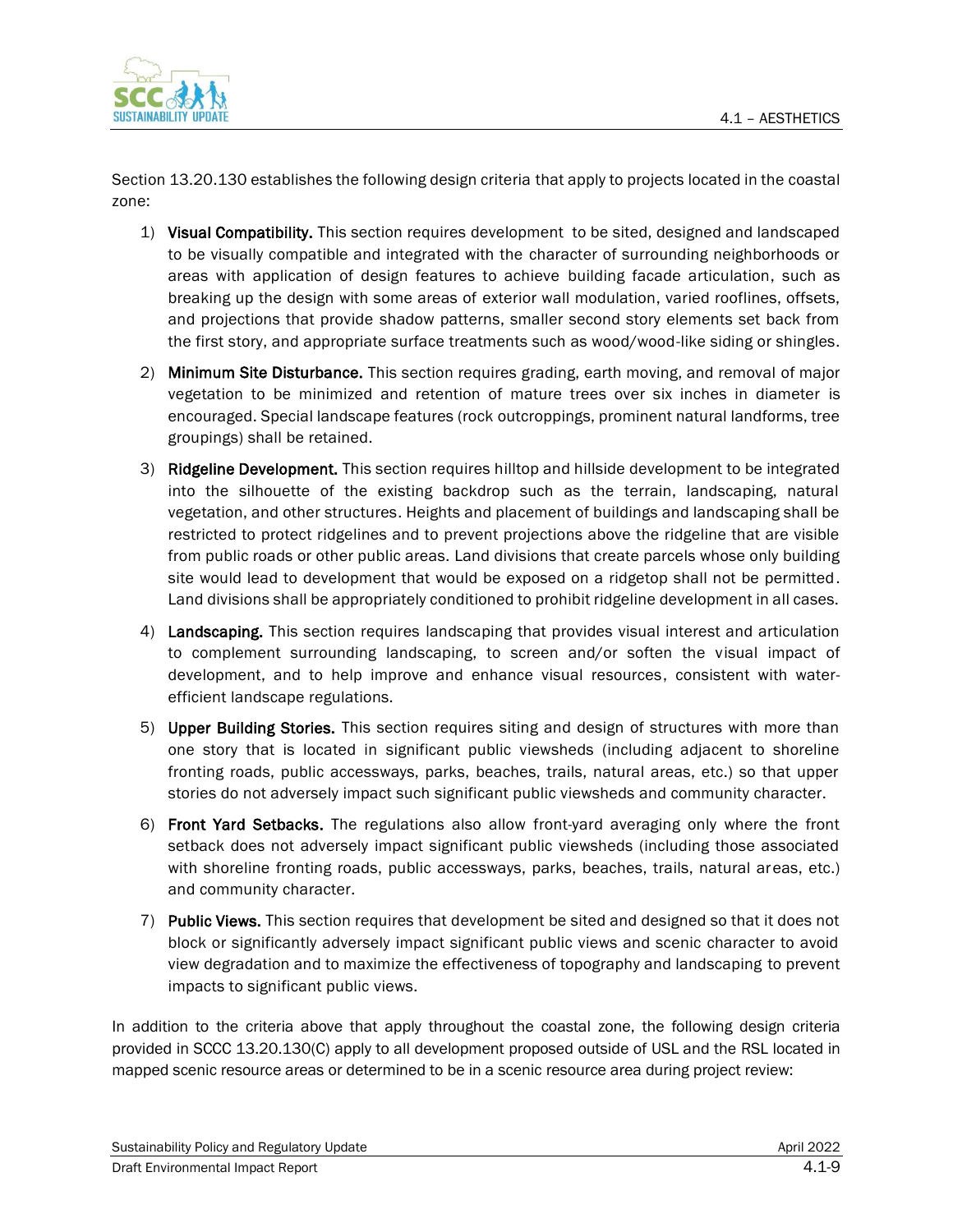Section 13.20.130 establishes the following design criteria that apply to projects located in the coastal zone:

1) **Visual Compatibility.** This section requires development to be sited, designed and landscaped to be visually compatible and integrated with the character of surrounding neighborhoods or areas with application of design features to achieve building facade articulation, such as breaking up the design with some areas of exterior wall modulation, varied rooflines, offsets, and projections that provide shadow patterns, smaller second story elements set back from the first story, and appropriate surface treatments such as wood/wood-like siding or shingles.

2) **Minimum Site Disturbance.** This section requires grading, earth moving, and removal of major vegetation to be minimized and retention of mature trees over six inches in diameter is encouraged. Special landscape features (rock outcroppings, prominent natural landforms, tree groupings) shall be retained.

3) **Ridgeline Development.** This section requires hilltop and hillside development to be integrated into the silhouette of the existing backdrop such as the terrain, landscaping, natural vegetation, and other structures. Heights and placement of buildings and landscaping shall be restricted to protect ridgelines and to prevent projections above the ridgeline that are visible from public roads or other public areas. Land divisions that create parcels whose only building site would lead to development that would be exposed on a ridgetop shall not be permitted. Land divisions shall be appropriately conditioned to prohibit ridgeline development in all cases.

4) **Landscaping.** This section requires landscaping that provides visual interest and articulation to complement surrounding landscaping, to screen and/or soften the visual impact of development, and to help improve and enhance visual resources, consistent with water-efficient landscape regulations.

5) **Upper Building Stories.** This section requires siting and design of structures with more than one story that is located in significant public viewsheds (including adjacent to shoreline fronting roads, public accessways, parks, beaches, trails, natural areas, etc.) so that upper stories do not adversely impact such significant public viewsheds and community character.

6) **Front Yard Setbacks.** The regulations also allow front-yard averaging only where the front setback does not adversely impact significant public viewsheds (including those associated with shoreline fronting roads, public accessways, parks, beaches, trails, natural areas, etc.) and community character.

7) **Public Views.** This section requires that development be sited and designed so that it does not block or significantly adversely impact significant public views and scenic character to avoid view degradation and to maximize the effectiveness of topography and landscaping to prevent impacts to significant public views.

In addition to the criteria above that apply throughout the coastal zone, the following design criteria provided in SCCC 13.20.130(C) apply to all development proposed outside of USL and the RSL located in mapped scenic resource areas or determined to be in a scenic resource area during project review: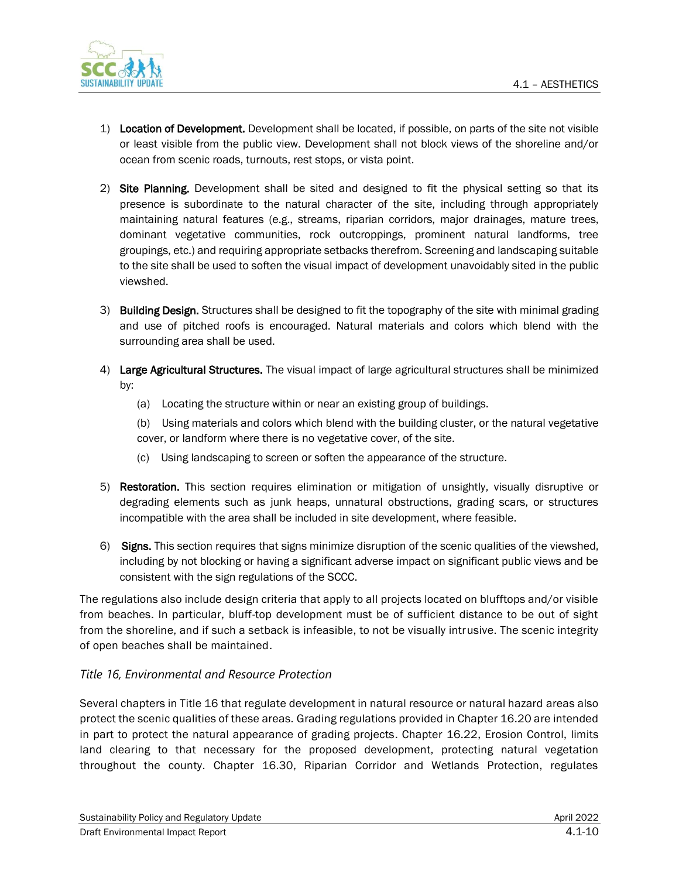1) **Location of Development.** Development shall be located, if possible, on parts of the site not visible or least visible from the public view. Development shall not block views of the shoreline and/or ocean from scenic roads, turnouts, rest stops, or vista point.

2) **Site Planning.** Development shall be sited and designed to fit the physical setting so that its presence is subordinate to the natural character of the site, including through appropriately maintaining natural features (e.g., streams, riparian corridors, major drainages, mature trees, dominant vegetative communities, rock outcroppings, prominent natural landforms, tree groupings, etc.) and requiring appropriate setbacks therefrom. Screening and landscaping suitable to the site shall be used to soften the visual impact of development unavoidably sited in the public viewshed.

3) **Building Design.** Structures shall be designed to fit the topography of the site with minimal grading and use of pitched roofs is encouraged. Natural materials and colors which blend with the surrounding area shall be used.

4) **Large Agricultural Structures.** The visual impact of large agricultural structures shall be minimized by:

   (a) Locating the structure within or near an existing group of buildings.

   (b) Using materials and colors which blend with the building cluster, or the natural vegetative cover, or landform where there is no vegetative cover, of the site.

   (c) Using landscaping to screen or soften the appearance of the structure.

5) **Restoration.** This section requires elimination or mitigation of unsightly, visually disruptive or degrading elements such as junk heaps, unnatural obstructions, grading scars, or structures incompatible with the area shall be included in site development, where feasible.

6) **Signs.** This section requires that signs minimize disruption of the scenic qualities of the viewshed, including by not blocking or having a significant adverse impact on significant public views and be consistent with the sign regulations of the SCCC.

The regulations also include design criteria that apply to all projects located on blufftops and/or visible from beaches. In particular, bluff-top development must be of sufficient distance to be out of sight from the shoreline, and if such a setback is infeasible, to not be visually intrusive. The scenic integrity of open beaches shall be maintained.

### *Title 16, Environmental and Resource Protection*

Several chapters in Title 16 that regulate development in natural resource or natural hazard areas also protect the scenic qualities of these areas. Grading regulations provided in Chapter 16.20 are intended in part to protect the natural appearance of grading projects. Chapter 16.22, Erosion Control, limits land clearing to that necessary for the proposed development, protecting natural vegetation throughout the county. Chapter 16.30, Riparian Corridor and Wetlands Protection, regulates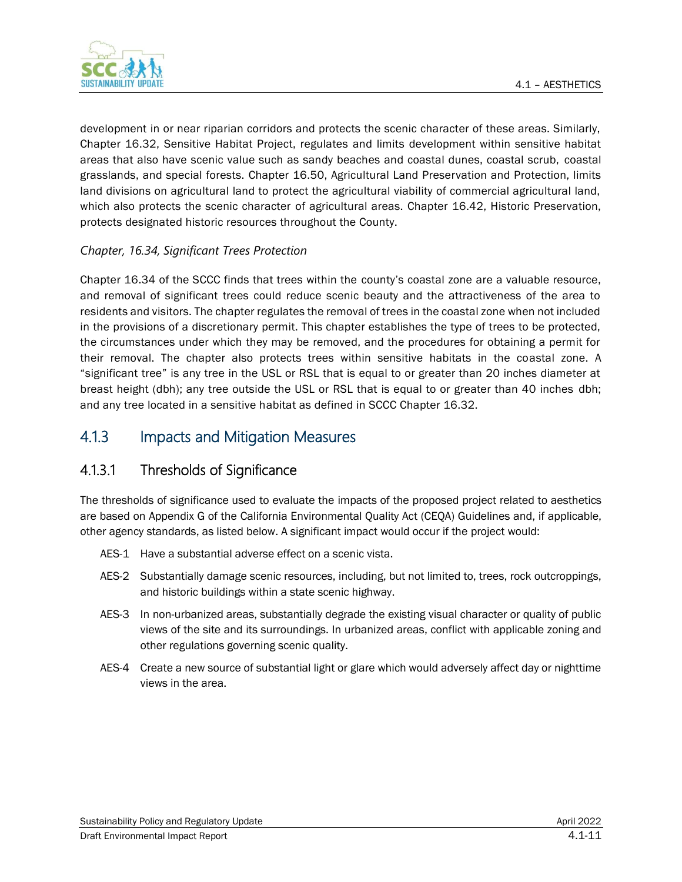development in or near riparian corridors and protects the scenic character of these areas. Similarly, Chapter 16.32, Sensitive Habitat Project, regulates and limits development within sensitive habitat areas that also have scenic value such as sandy beaches and coastal dunes, coastal scrub, coastal grasslands, and special forests. Chapter 16.50, Agricultural Land Preservation and Protection, limits land divisions on agricultural land to protect the agricultural viability of commercial agricultural land, which also protects the scenic character of agricultural areas. Chapter 16.42, Historic Preservation, protects designated historic resources throughout the County.

*Chapter, 16.34, Significant Trees Protection*

Chapter 16.34 of the SCCC finds that trees within the county's coastal zone are a valuable resource, and removal of significant trees could reduce scenic beauty and the attractiveness of the area to residents and visitors. The chapter regulates the removal of trees in the coastal zone when not included in the provisions of a discretionary permit. This chapter establishes the type of trees to be protected, the circumstances under which they may be removed, and the procedures for obtaining a permit for their removal. The chapter also protects trees within sensitive habitats in the coastal zone. A "significant tree" is any tree in the USL or RSL that is equal to or greater than 20 inches diameter at breast height (dbh); any tree outside the USL or RSL that is equal to or greater than 40 inches dbh; and any tree located in a sensitive habitat as defined in SCCC Chapter 16.32.

## 4.1.3 Impacts and Mitigation Measures

### 4.1.3.1 Thresholds of Significance

The thresholds of significance used to evaluate the impacts of the proposed project related to aesthetics are based on Appendix G of the California Environmental Quality Act (CEQA) Guidelines and, if applicable, other agency standards, as listed below. A significant impact would occur if the project would:

- AES-1 Have a substantial adverse effect on a scenic vista.
- AES-2 Substantially damage scenic resources, including, but not limited to, trees, rock outcroppings, and historic buildings within a state scenic highway.
- AES-3 In non-urbanized areas, substantially degrade the existing visual character or quality of public views of the site and its surroundings. In urbanized areas, conflict with applicable zoning and other regulations governing scenic quality.
- AES-4 Create a new source of substantial light or glare which would adversely affect day or nighttime views in the area.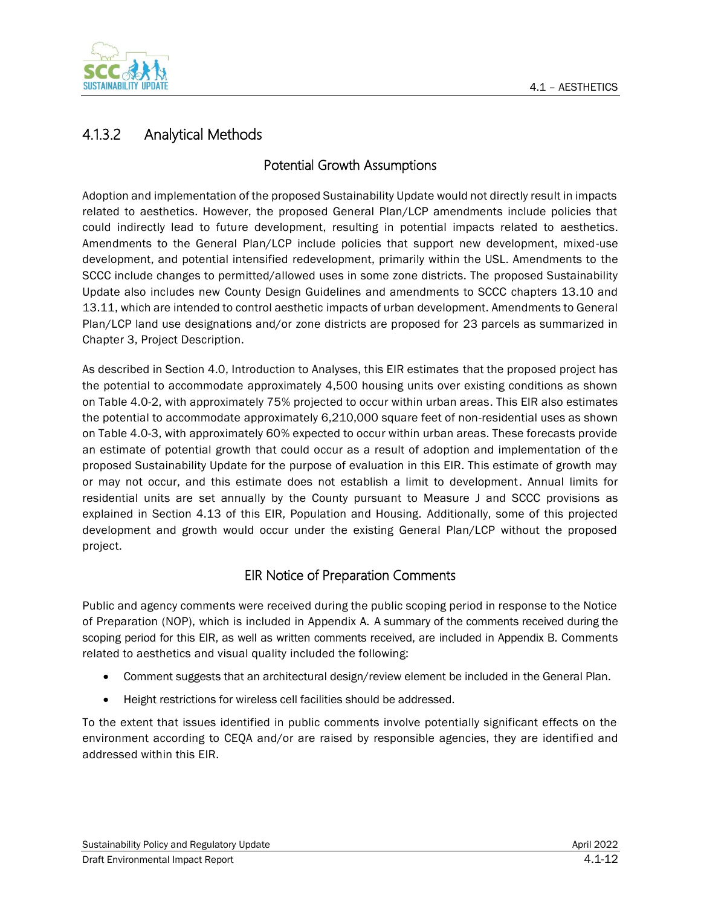### 4.1.3.2 Analytical Methods

#### Potential Growth Assumptions

Adoption and implementation of the proposed Sustainability Update would not directly result in impacts related to aesthetics. However, the proposed General Plan/LCP amendments include policies that could indirectly lead to future development, resulting in potential impacts related to aesthetics. Amendments to the General Plan/LCP include policies that support new development, mixed-use development, and potential intensified redevelopment, primarily within the USL. Amendments to the SCCC include changes to permitted/allowed uses in some zone districts. The proposed Sustainability Update also includes new County Design Guidelines and amendments to SCCC chapters 13.10 and 13.11, which are intended to control aesthetic impacts of urban development. Amendments to General Plan/LCP land use designations and/or zone districts are proposed for 23 parcels as summarized in Chapter 3, Project Description.

As described in Section 4.0, Introduction to Analyses, this EIR estimates that the proposed project has the potential to accommodate approximately 4,500 housing units over existing conditions as shown on Table 4.0-2, with approximately 75% projected to occur within urban areas. This EIR also estimates the potential to accommodate approximately 6,210,000 square feet of non-residential uses as shown on Table 4.0-3, with approximately 60% expected to occur within urban areas. These forecasts provide an estimate of potential growth that could occur as a result of adoption and implementation of the proposed Sustainability Update for the purpose of evaluation in this EIR. This estimate of growth may or may not occur, and this estimate does not establish a limit to development. Annual limits for residential units are set annually by the County pursuant to Measure J and SCCC provisions as explained in Section 4.13 of this EIR, Population and Housing. Additionally, some of this projected development and growth would occur under the existing General Plan/LCP without the proposed project.

#### EIR Notice of Preparation Comments

Public and agency comments were received during the public scoping period in response to the Notice of Preparation (NOP), which is included in Appendix A. A summary of the comments received during the scoping period for this EIR, as well as written comments received, are included in Appendix B. Comments related to aesthetics and visual quality included the following:

- Comment suggests that an architectural design/review element be included in the General Plan.
- Height restrictions for wireless cell facilities should be addressed.

To the extent that issues identified in public comments involve potentially significant effects on the environment according to CEQA and/or are raised by responsible agencies, they are identified and addressed within this EIR.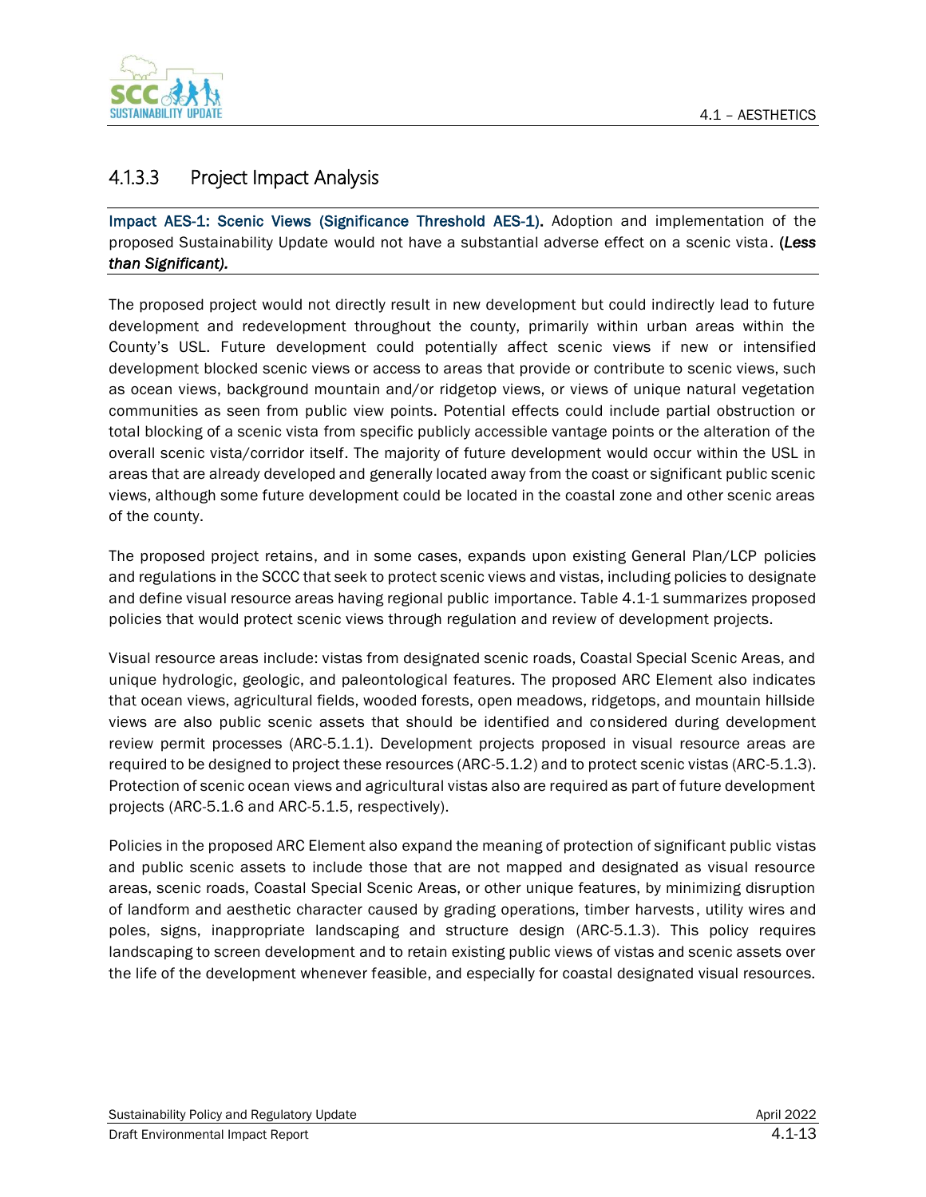### 4.1.3.3 Project Impact Analysis

**Impact AES-1: Scenic Views (Significance Threshold AES-1).** Adoption and implementation of the proposed Sustainability Update would not have a substantial adverse effect on a scenic vista. ***(Less than Significant).***

The proposed project would not directly result in new development but could indirectly lead to future development and redevelopment throughout the county, primarily within urban areas within the County's USL. Future development could potentially affect scenic views if new or intensified development blocked scenic views or access to areas that provide or contribute to scenic views, such as ocean views, background mountain and/or ridgetop views, or views of unique natural vegetation communities as seen from public view points. Potential effects could include partial obstruction or total blocking of a scenic vista from specific publicly accessible vantage points or the alteration of the overall scenic vista/corridor itself. The majority of future development would occur within the USL in areas that are already developed and generally located away from the coast or significant public scenic views, although some future development could be located in the coastal zone and other scenic areas of the county.

The proposed project retains, and in some cases, expands upon existing General Plan/LCP policies and regulations in the SCCC that seek to protect scenic views and vistas, including policies to designate and define visual resource areas having regional public importance. Table 4.1-1 summarizes proposed policies that would protect scenic views through regulation and review of development projects.

Visual resource areas include: vistas from designated scenic roads, Coastal Special Scenic Areas, and unique hydrologic, geologic, and paleontological features. The proposed ARC Element also indicates that ocean views, agricultural fields, wooded forests, open meadows, ridgetops, and mountain hillside views are also public scenic assets that should be identified and considered during development review permit processes (ARC-5.1.1). Development projects proposed in visual resource areas are required to be designed to project these resources (ARC-5.1.2) and to protect scenic vistas (ARC-5.1.3). Protection of scenic ocean views and agricultural vistas also are required as part of future development projects (ARC-5.1.6 and ARC-5.1.5, respectively).

Policies in the proposed ARC Element also expand the meaning of protection of significant public vistas and public scenic assets to include those that are not mapped and designated as visual resource areas, scenic roads, Coastal Special Scenic Areas, or other unique features, by minimizing disruption of landform and aesthetic character caused by grading operations, timber harvests, utility wires and poles, signs, inappropriate landscaping and structure design (ARC-5.1.3). This policy requires landscaping to screen development and to retain existing public views of vistas and scenic assets over the life of the development whenever feasible, and especially for coastal designated visual resources.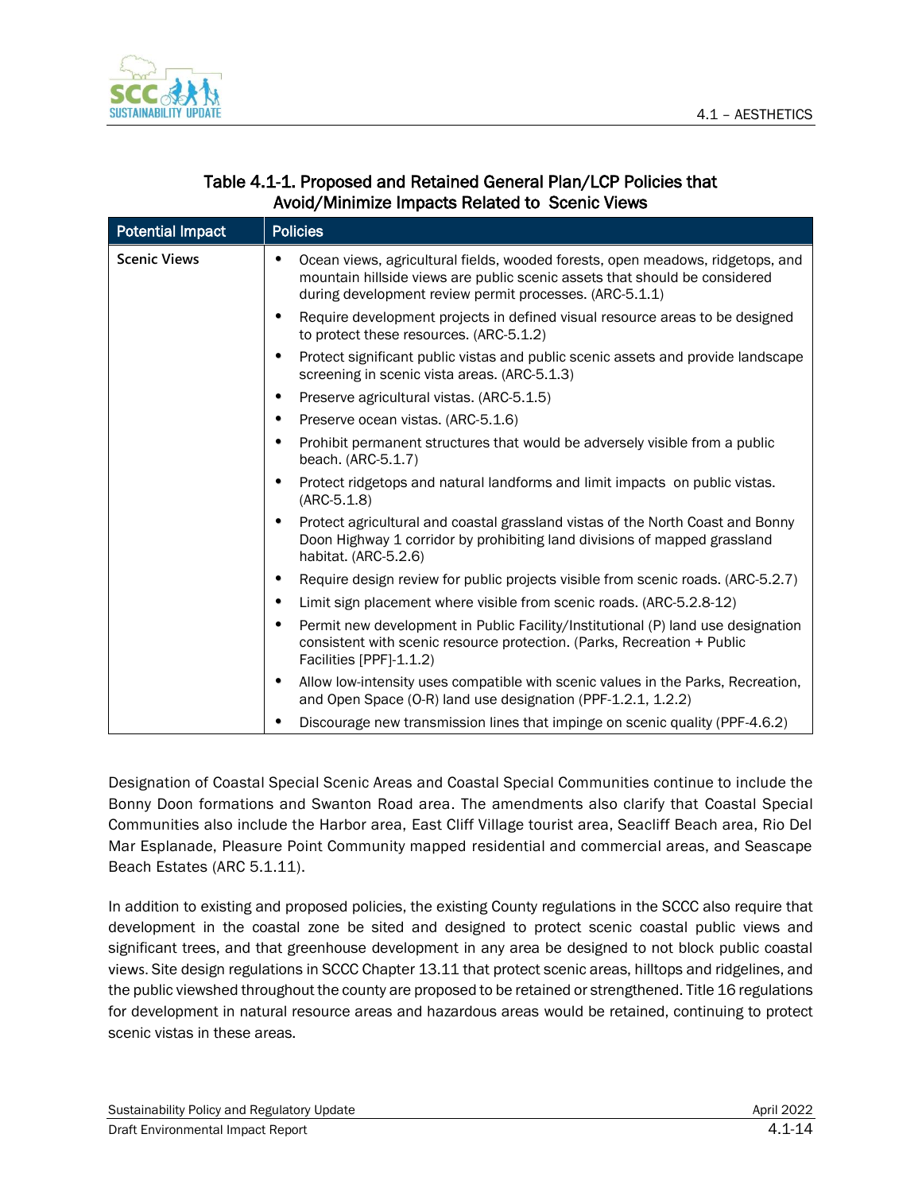**Table 4.1-1. Proposed and Retained General Plan/LCP Policies that Avoid/Minimize Impacts Related to Scenic Views**

| Potential Impact | Policies |
|---|---|
| Scenic Views | • Ocean views, agricultural fields, wooded forests, open meadows, ridgetops, and mountain hillside views are public scenic assets that should be considered during development review permit processes. (ARC-5.1.1)<br>• Require development projects in defined visual resource areas to be designed to protect these resources. (ARC-5.1.2)<br>• Protect significant public vistas and public scenic assets and provide landscape screening in scenic vista areas. (ARC-5.1.3)<br>• Preserve agricultural vistas. (ARC-5.1.5)<br>• Preserve ocean vistas. (ARC-5.1.6)<br>• Prohibit permanent structures that would be adversely visible from a public beach. (ARC-5.1.7)<br>• Protect ridgetops and natural landforms and limit impacts on public vistas. (ARC-5.1.8)<br>• Protect agricultural and coastal grassland vistas of the North Coast and Bonny Doon Highway 1 corridor by prohibiting land divisions of mapped grassland habitat. (ARC-5.2.6)<br>• Require design review for public projects visible from scenic roads. (ARC-5.2.7)<br>• Limit sign placement where visible from scenic roads. (ARC-5.2.8-12)<br>• Permit new development in Public Facility/Institutional (P) land use designation consistent with scenic resource protection. (Parks, Recreation + Public Facilities [PPF]-1.1.2)<br>• Allow low-intensity uses compatible with scenic values in the Parks, Recreation, and Open Space (O-R) land use designation (PPF-1.2.1, 1.2.2)<br>• Discourage new transmission lines that impinge on scenic quality (PPF-4.6.2) |

Designation of Coastal Special Scenic Areas and Coastal Special Communities continue to include the Bonny Doon formations and Swanton Road area. The amendments also clarify that Coastal Special Communities also include the Harbor area, East Cliff Village tourist area, Seacliff Beach area, Rio Del Mar Esplanade, Pleasure Point Community mapped residential and commercial areas, and Seascape Beach Estates (ARC 5.1.11).

In addition to existing and proposed policies, the existing County regulations in the SCCC also require that development in the coastal zone be sited and designed to protect scenic coastal public views and significant trees, and that greenhouse development in any area be designed to not block public coastal views. Site design regulations in SCCC Chapter 13.11 that protect scenic areas, hilltops and ridgelines, and the public viewshed throughout the county are proposed to be retained or strengthened. Title 16 regulations for development in natural resource areas and hazardous areas would be retained, continuing to protect scenic vistas in these areas.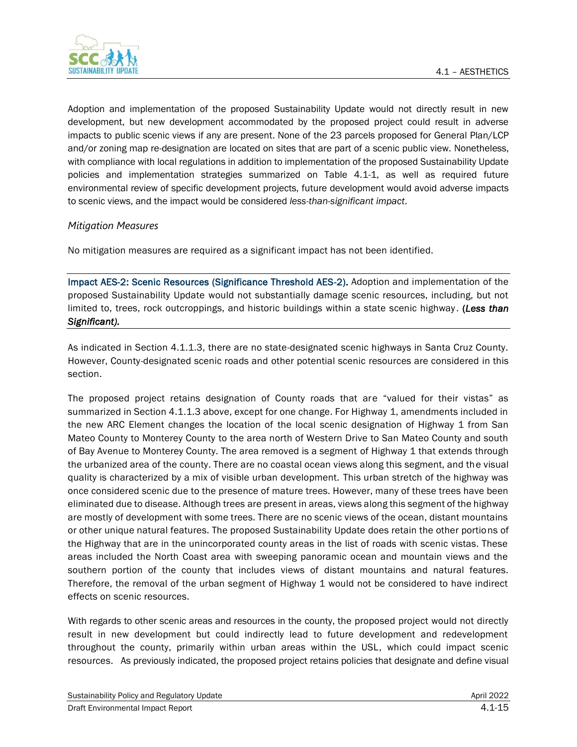Adoption and implementation of the proposed Sustainability Update would not directly result in new development, but new development accommodated by the proposed project could result in adverse impacts to public scenic views if any are present. None of the 23 parcels proposed for General Plan/LCP and/or zoning map re-designation are located on sites that are part of a scenic public view. Nonetheless, with compliance with local regulations in addition to implementation of the proposed Sustainability Update policies and implementation strategies summarized on Table 4.1-1, as well as required future environmental review of specific development projects, future development would avoid adverse impacts to scenic views, and the impact would be considered *less-than-significant impact*.

*Mitigation Measures*

No mitigation measures are required as a significant impact has not been identified.

---

**Impact AES-2: Scenic Resources (Significance Threshold AES-2).** Adoption and implementation of the proposed Sustainability Update would not substantially damage scenic resources, including, but not limited to, trees, rock outcroppings, and historic buildings within a state scenic highway. ***(Less than Significant).***

---

As indicated in Section 4.1.1.3, there are no state-designated scenic highways in Santa Cruz County. However, County-designated scenic roads and other potential scenic resources are considered in this section.

The proposed project retains designation of County roads that are "valued for their vistas" as summarized in Section 4.1.1.3 above, except for one change. For Highway 1, amendments included in the new ARC Element changes the location of the local scenic designation of Highway 1 from San Mateo County to Monterey County to the area north of Western Drive to San Mateo County and south of Bay Avenue to Monterey County. The area removed is a segment of Highway 1 that extends through the urbanized area of the county. There are no coastal ocean views along this segment, and the visual quality is characterized by a mix of visible urban development. This urban stretch of the highway was once considered scenic due to the presence of mature trees. However, many of these trees have been eliminated due to disease. Although trees are present in areas, views along this segment of the highway are mostly of development with some trees. There are no scenic views of the ocean, distant mountains or other unique natural features. The proposed Sustainability Update does retain the other portions of the Highway that are in the unincorporated county areas in the list of roads with scenic vistas. These areas included the North Coast area with sweeping panoramic ocean and mountain views and the southern portion of the county that includes views of distant mountains and natural features. Therefore, the removal of the urban segment of Highway 1 would not be considered to have indirect effects on scenic resources.

With regards to other scenic areas and resources in the county, the proposed project would not directly result in new development but could indirectly lead to future development and redevelopment throughout the county, primarily within urban areas within the USL, which could impact scenic resources. As previously indicated, the proposed project retains policies that designate and define visual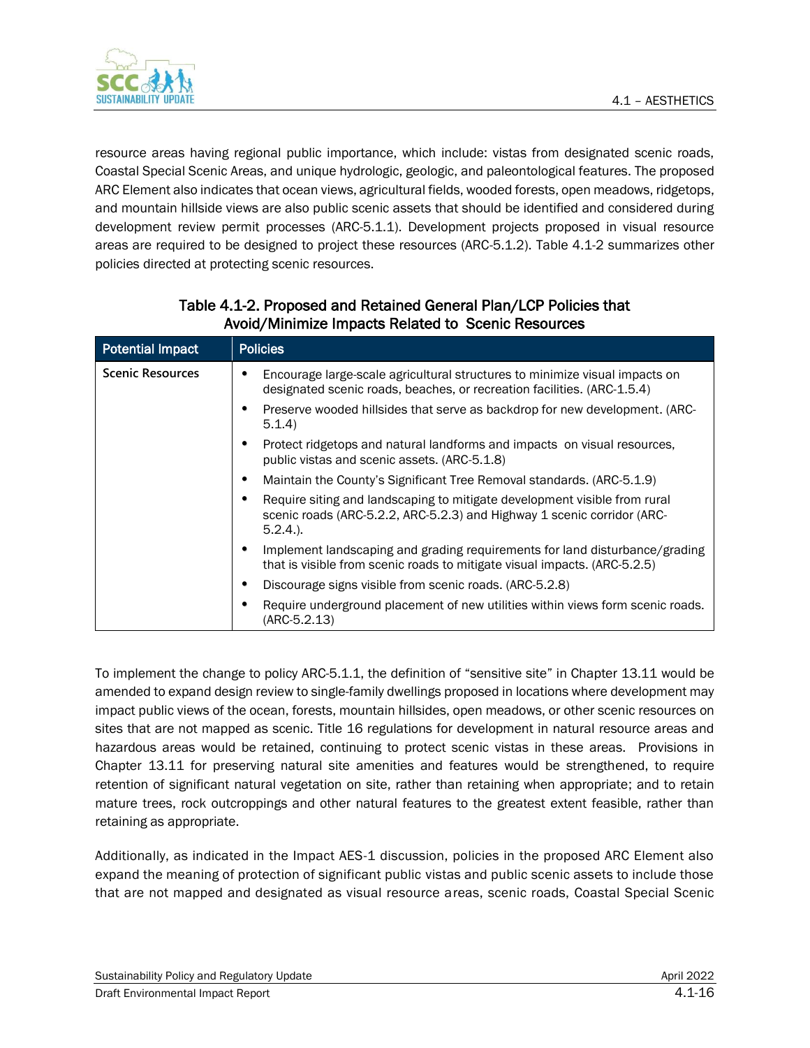resource areas having regional public importance, which include: vistas from designated scenic roads, Coastal Special Scenic Areas, and unique hydrologic, geologic, and paleontological features. The proposed ARC Element also indicates that ocean views, agricultural fields, wooded forests, open meadows, ridgetops, and mountain hillside views are also public scenic assets that should be identified and considered during development review permit processes (ARC-5.1.1). Development projects proposed in visual resource areas are required to be designed to project these resources (ARC-5.1.2). Table 4.1-2 summarizes other policies directed at protecting scenic resources.

**Table 4.1-2. Proposed and Retained General Plan/LCP Policies that Avoid/Minimize Impacts Related to Scenic Resources**

| Potential Impact | Policies |
|---|---|
| **Scenic Resources** | • Encourage large-scale agricultural structures to minimize visual impacts on designated scenic roads, beaches, or recreation facilities. (ARC-1.5.4)<br>• Preserve wooded hillsides that serve as backdrop for new development. (ARC-5.1.4)<br>• Protect ridgetops and natural landforms and impacts on visual resources, public vistas and scenic assets. (ARC-5.1.8)<br>• Maintain the County's Significant Tree Removal standards. (ARC-5.1.9)<br>• Require siting and landscaping to mitigate development visible from rural scenic roads (ARC-5.2.2, ARC-5.2.3) and Highway 1 scenic corridor (ARC-5.2.4.).<br>• Implement landscaping and grading requirements for land disturbance/grading that is visible from scenic roads to mitigate visual impacts. (ARC-5.2.5)<br>• Discourage signs visible from scenic roads. (ARC-5.2.8)<br>• Require underground placement of new utilities within views form scenic roads. (ARC-5.2.13) |

To implement the change to policy ARC-5.1.1, the definition of "sensitive site" in Chapter 13.11 would be amended to expand design review to single-family dwellings proposed in locations where development may impact public views of the ocean, forests, mountain hillsides, open meadows, or other scenic resources on sites that are not mapped as scenic. Title 16 regulations for development in natural resource areas and hazardous areas would be retained, continuing to protect scenic vistas in these areas. Provisions in Chapter 13.11 for preserving natural site amenities and features would be strengthened, to require retention of significant natural vegetation on site, rather than retaining when appropriate; and to retain mature trees, rock outcroppings and other natural features to the greatest extent feasible, rather than retaining as appropriate.

Additionally, as indicated in the Impact AES-1 discussion, policies in the proposed ARC Element also expand the meaning of protection of significant public vistas and public scenic assets to include those that are not mapped and designated as visual resource areas, scenic roads, Coastal Special Scenic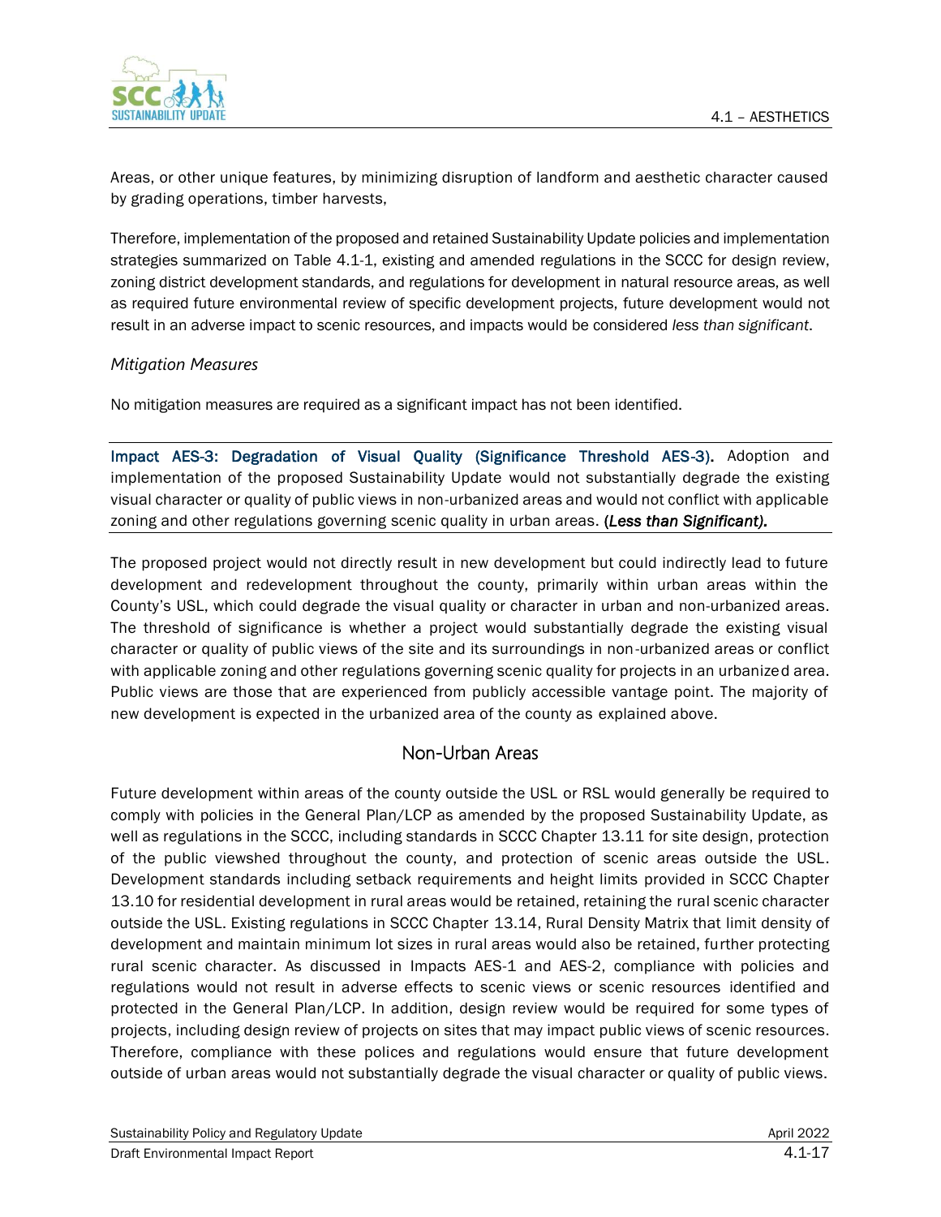Areas, or other unique features, by minimizing disruption of landform and aesthetic character caused by grading operations, timber harvests,

Therefore, implementation of the proposed and retained Sustainability Update policies and implementation strategies summarized on Table 4.1-1, existing and amended regulations in the SCCC for design review, zoning district development standards, and regulations for development in natural resource areas, as well as required future environmental review of specific development projects, future development would not result in an adverse impact to scenic resources, and impacts would be considered *less than significant*.

### *Mitigation Measures*

No mitigation measures are required as a significant impact has not been identified.

**Impact AES-3: Degradation of Visual Quality (Significance Threshold AES-3).** Adoption and implementation of the proposed Sustainability Update would not substantially degrade the existing visual character or quality of public views in non-urbanized areas and would not conflict with applicable zoning and other regulations governing scenic quality in urban areas. **(*Less than Significant).***

The proposed project would not directly result in new development but could indirectly lead to future development and redevelopment throughout the county, primarily within urban areas within the County's USL, which could degrade the visual quality or character in urban and non-urbanized areas. The threshold of significance is whether a project would substantially degrade the existing visual character or quality of public views of the site and its surroundings in non-urbanized areas or conflict with applicable zoning and other regulations governing scenic quality for projects in an urbanized area. Public views are those that are experienced from publicly accessible vantage point. The majority of new development is expected in the urbanized area of the county as explained above.

## Non-Urban Areas

Future development within areas of the county outside the USL or RSL would generally be required to comply with policies in the General Plan/LCP as amended by the proposed Sustainability Update, as well as regulations in the SCCC, including standards in SCCC Chapter 13.11 for site design, protection of the public viewshed throughout the county, and protection of scenic areas outside the USL. Development standards including setback requirements and height limits provided in SCCC Chapter 13.10 for residential development in rural areas would be retained, retaining the rural scenic character outside the USL. Existing regulations in SCCC Chapter 13.14, Rural Density Matrix that limit density of development and maintain minimum lot sizes in rural areas would also be retained, further protecting rural scenic character. As discussed in Impacts AES-1 and AES-2, compliance with policies and regulations would not result in adverse effects to scenic views or scenic resources identified and protected in the General Plan/LCP. In addition, design review would be required for some types of projects, including design review of projects on sites that may impact public views of scenic resources. Therefore, compliance with these polices and regulations would ensure that future development outside of urban areas would not substantially degrade the visual character or quality of public views.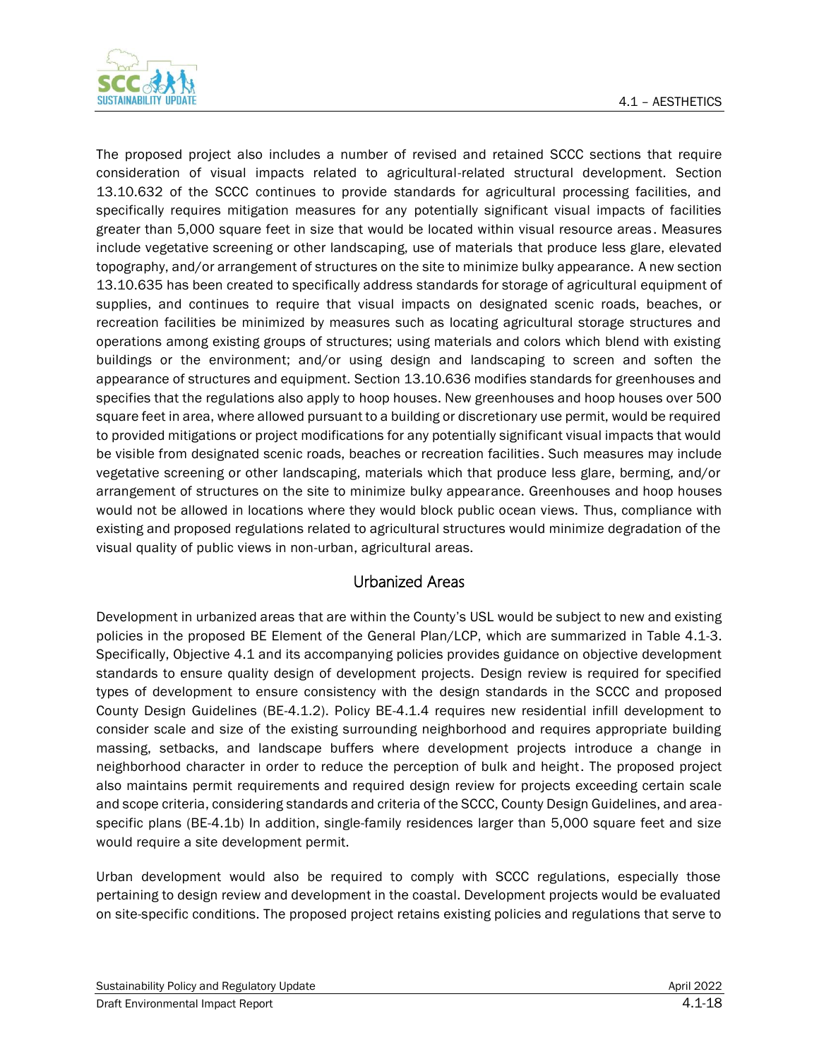The proposed project also includes a number of revised and retained SCCC sections that require consideration of visual impacts related to agricultural-related structural development. Section 13.10.632 of the SCCC continues to provide standards for agricultural processing facilities, and specifically requires mitigation measures for any potentially significant visual impacts of facilities greater than 5,000 square feet in size that would be located within visual resource areas. Measures include vegetative screening or other landscaping, use of materials that produce less glare, elevated topography, and/or arrangement of structures on the site to minimize bulky appearance. A new section 13.10.635 has been created to specifically address standards for storage of agricultural equipment of supplies, and continues to require that visual impacts on designated scenic roads, beaches, or recreation facilities be minimized by measures such as locating agricultural storage structures and operations among existing groups of structures; using materials and colors which blend with existing buildings or the environment; and/or using design and landscaping to screen and soften the appearance of structures and equipment. Section 13.10.636 modifies standards for greenhouses and specifies that the regulations also apply to hoop houses. New greenhouses and hoop houses over 500 square feet in area, where allowed pursuant to a building or discretionary use permit, would be required to provided mitigations or project modifications for any potentially significant visual impacts that would be visible from designated scenic roads, beaches or recreation facilities. Such measures may include vegetative screening or other landscaping, materials which that produce less glare, berming, and/or arrangement of structures on the site to minimize bulky appearance. Greenhouses and hoop houses would not be allowed in locations where they would block public ocean views. Thus, compliance with existing and proposed regulations related to agricultural structures would minimize degradation of the visual quality of public views in non-urban, agricultural areas.

## Urbanized Areas

Development in urbanized areas that are within the County's USL would be subject to new and existing policies in the proposed BE Element of the General Plan/LCP, which are summarized in Table 4.1-3. Specifically, Objective 4.1 and its accompanying policies provides guidance on objective development standards to ensure quality design of development projects. Design review is required for specified types of development to ensure consistency with the design standards in the SCCC and proposed County Design Guidelines (BE-4.1.2). Policy BE-4.1.4 requires new residential infill development to consider scale and size of the existing surrounding neighborhood and requires appropriate building massing, setbacks, and landscape buffers where development projects introduce a change in neighborhood character in order to reduce the perception of bulk and height. The proposed project also maintains permit requirements and required design review for projects exceeding certain scale and scope criteria, considering standards and criteria of the SCCC, County Design Guidelines, and area-specific plans (BE-4.1b) In addition, single-family residences larger than 5,000 square feet and size would require a site development permit.

Urban development would also be required to comply with SCCC regulations, especially those pertaining to design review and development in the coastal. Development projects would be evaluated on site-specific conditions. The proposed project retains existing policies and regulations that serve to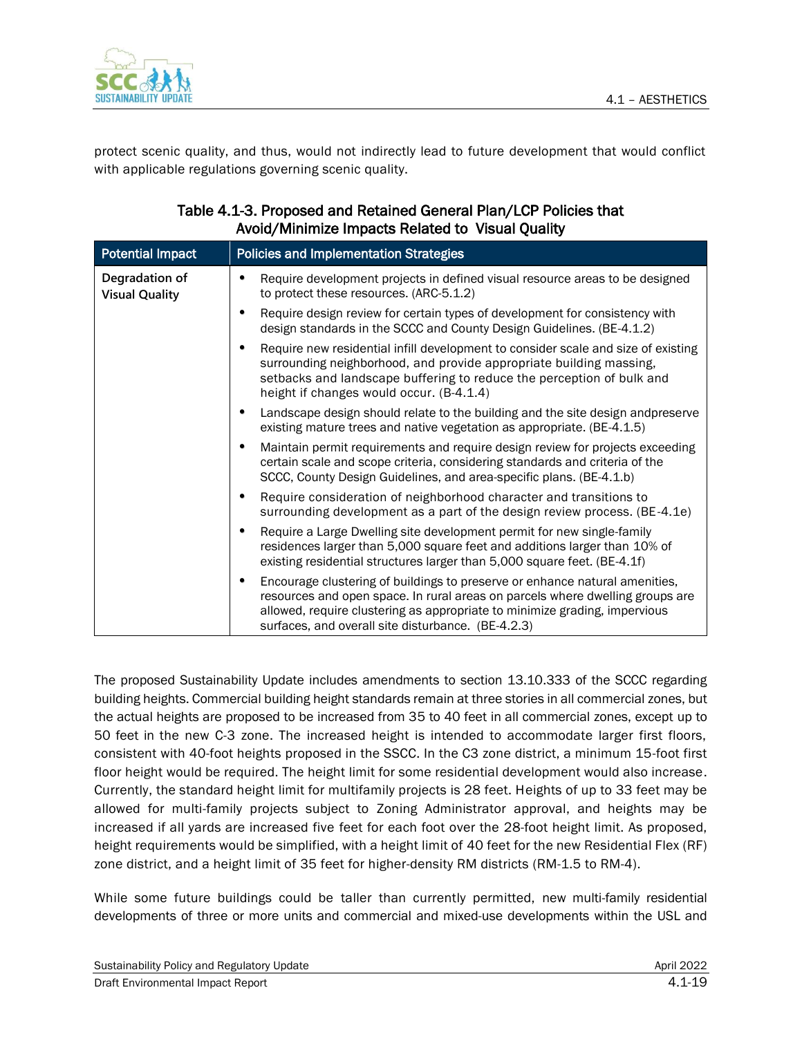protect scenic quality, and thus, would not indirectly lead to future development that would conflict with applicable regulations governing scenic quality.

**Table 4.1-3. Proposed and Retained General Plan/LCP Policies that Avoid/Minimize Impacts Related to Visual Quality**

| Potential Impact | Policies and Implementation Strategies |
|---|---|
| Degradation of Visual Quality | • Require development projects in defined visual resource areas to be designed to protect these resources. (ARC-5.1.2)<br>• Require design review for certain types of development for consistency with design standards in the SCCC and County Design Guidelines. (BE-4.1.2)<br>• Require new residential infill development to consider scale and size of existing surrounding neighborhood, and provide appropriate building massing, setbacks and landscape buffering to reduce the perception of bulk and height if changes would occur. (B-4.1.4)<br>• Landscape design should relate to the building and the site design andpreserve existing mature trees and native vegetation as appropriate. (BE-4.1.5)<br>• Maintain permit requirements and require design review for projects exceeding certain scale and scope criteria, considering standards and criteria of the SCCC, County Design Guidelines, and area-specific plans. (BE-4.1.b)<br>• Require consideration of neighborhood character and transitions to surrounding development as a part of the design review process. (BE-4.1e)<br>• Require a Large Dwelling site development permit for new single-family residences larger than 5,000 square feet and additions larger than 10% of existing residential structures larger than 5,000 square feet. (BE-4.1f)<br>• Encourage clustering of buildings to preserve or enhance natural amenities, resources and open space. In rural areas on parcels where dwelling groups are allowed, require clustering as appropriate to minimize grading, impervious surfaces, and overall site disturbance. (BE-4.2.3) |

The proposed Sustainability Update includes amendments to section 13.10.333 of the SCCC regarding building heights. Commercial building height standards remain at three stories in all commercial zones, but the actual heights are proposed to be increased from 35 to 40 feet in all commercial zones, except up to 50 feet in the new C-3 zone. The increased height is intended to accommodate larger first floors, consistent with 40-foot heights proposed in the SSCC. In the C3 zone district, a minimum 15-foot first floor height would be required. The height limit for some residential development would also increase. Currently, the standard height limit for multifamily projects is 28 feet. Heights of up to 33 feet may be allowed for multi-family projects subject to Zoning Administrator approval, and heights may be increased if all yards are increased five feet for each foot over the 28-foot height limit. As proposed, height requirements would be simplified, with a height limit of 40 feet for the new Residential Flex (RF) zone district, and a height limit of 35 feet for higher-density RM districts (RM-1.5 to RM-4).

While some future buildings could be taller than currently permitted, new multi-family residential developments of three or more units and commercial and mixed-use developments within the USL and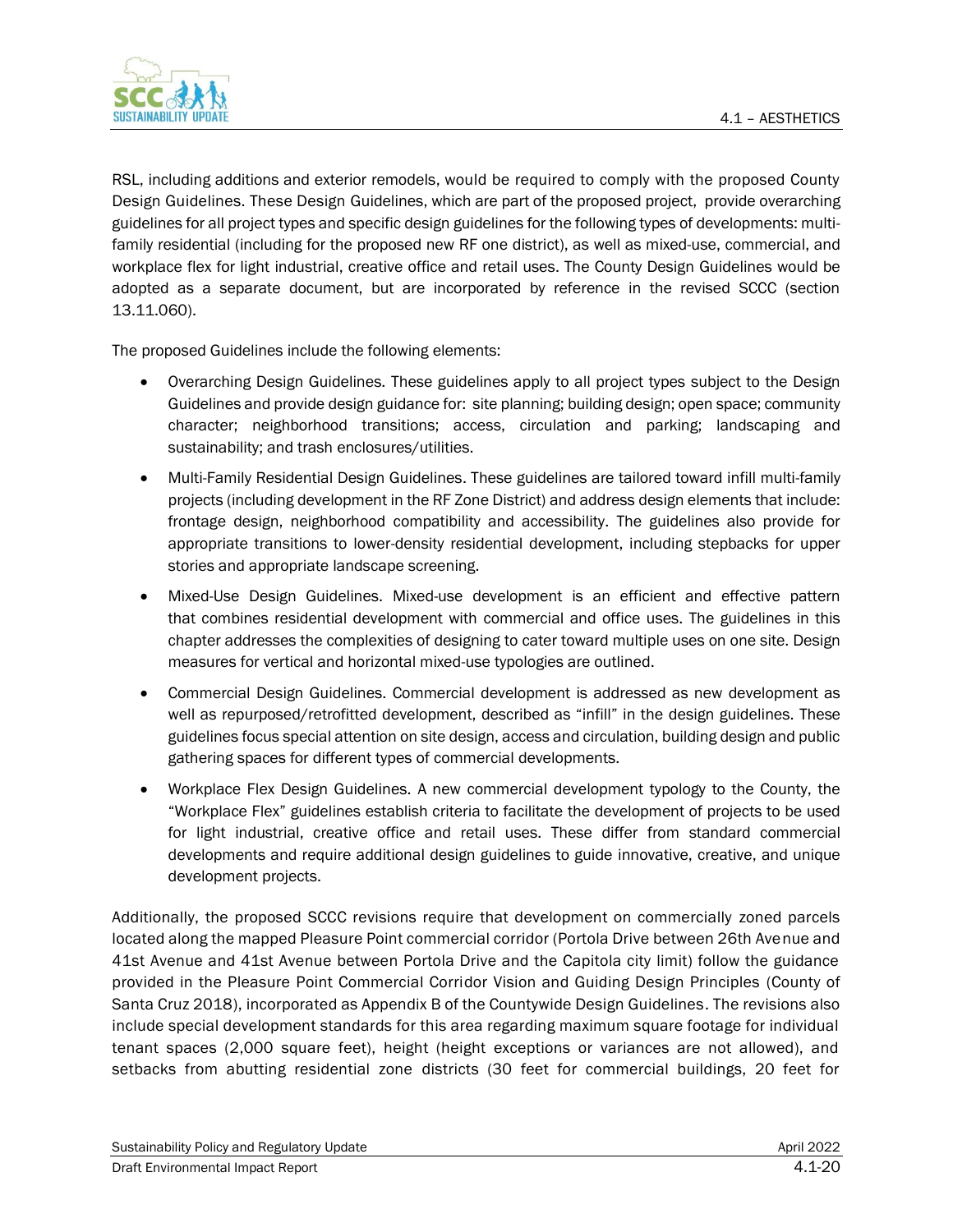RSL, including additions and exterior remodels, would be required to comply with the proposed County Design Guidelines. These Design Guidelines, which are part of the proposed project, provide overarching guidelines for all project types and specific design guidelines for the following types of developments: multi-family residential (including for the proposed new RF one district), as well as mixed-use, commercial, and workplace flex for light industrial, creative office and retail uses. The County Design Guidelines would be adopted as a separate document, but are incorporated by reference in the revised SCCC (section 13.11.060).

The proposed Guidelines include the following elements:

- Overarching Design Guidelines. These guidelines apply to all project types subject to the Design Guidelines and provide design guidance for: site planning; building design; open space; community character; neighborhood transitions; access, circulation and parking; landscaping and sustainability; and trash enclosures/utilities.
- Multi-Family Residential Design Guidelines. These guidelines are tailored toward infill multi-family projects (including development in the RF Zone District) and address design elements that include: frontage design, neighborhood compatibility and accessibility. The guidelines also provide for appropriate transitions to lower-density residential development, including stepbacks for upper stories and appropriate landscape screening.
- Mixed-Use Design Guidelines. Mixed-use development is an efficient and effective pattern that combines residential development with commercial and office uses. The guidelines in this chapter addresses the complexities of designing to cater toward multiple uses on one site. Design measures for vertical and horizontal mixed-use typologies are outlined.
- Commercial Design Guidelines. Commercial development is addressed as new development as well as repurposed/retrofitted development, described as "infill" in the design guidelines. These guidelines focus special attention on site design, access and circulation, building design and public gathering spaces for different types of commercial developments.
- Workplace Flex Design Guidelines. A new commercial development typology to the County, the "Workplace Flex" guidelines establish criteria to facilitate the development of projects to be used for light industrial, creative office and retail uses. These differ from standard commercial developments and require additional design guidelines to guide innovative, creative, and unique development projects.

Additionally, the proposed SCCC revisions require that development on commercially zoned parcels located along the mapped Pleasure Point commercial corridor (Portola Drive between 26th Avenue and 41st Avenue and 41st Avenue between Portola Drive and the Capitola city limit) follow the guidance provided in the Pleasure Point Commercial Corridor Vision and Guiding Design Principles (County of Santa Cruz 2018), incorporated as Appendix B of the Countywide Design Guidelines. The revisions also include special development standards for this area regarding maximum square footage for individual tenant spaces (2,000 square feet), height (height exceptions or variances are not allowed), and setbacks from abutting residential zone districts (30 feet for commercial buildings, 20 feet for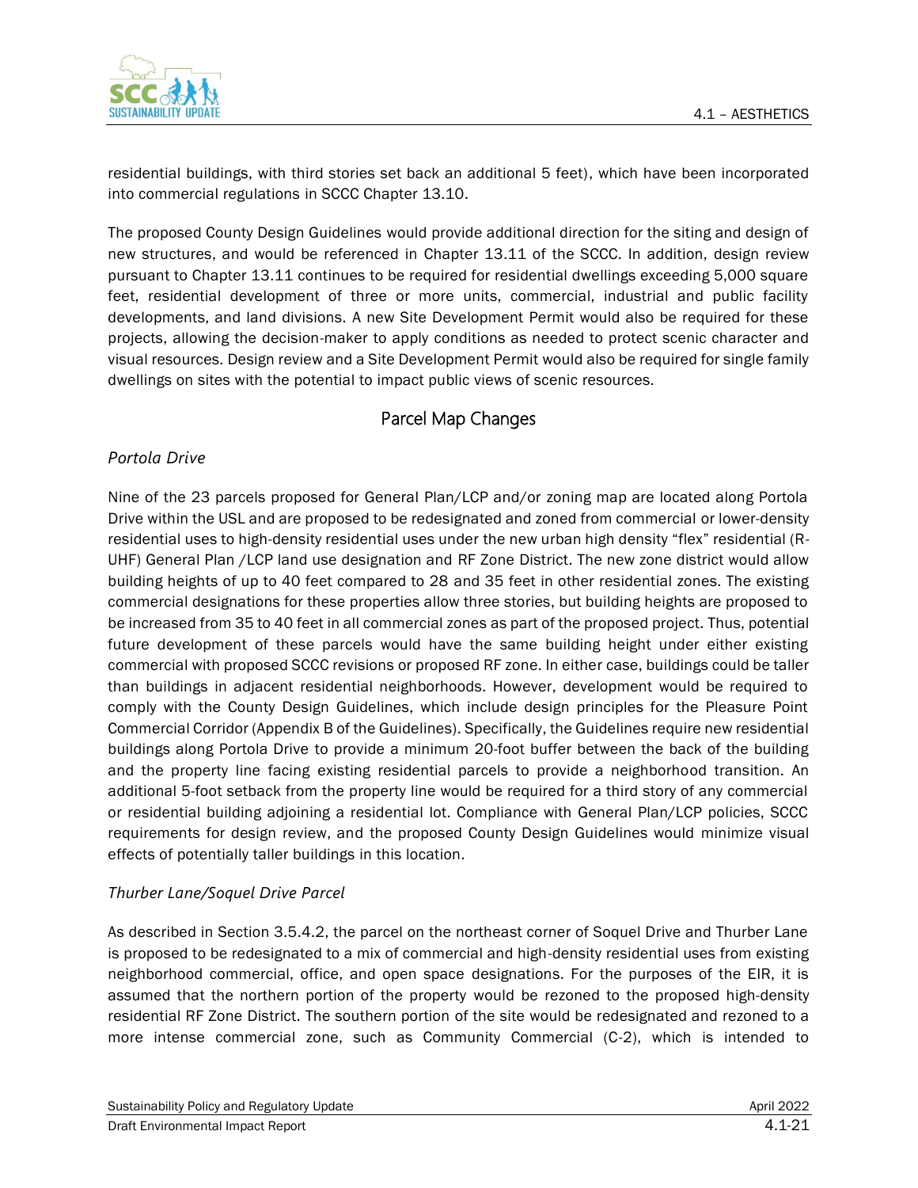residential buildings, with third stories set back an additional 5 feet), which have been incorporated into commercial regulations in SCCC Chapter 13.10.

The proposed County Design Guidelines would provide additional direction for the siting and design of new structures, and would be referenced in Chapter 13.11 of the SCCC. In addition, design review pursuant to Chapter 13.11 continues to be required for residential dwellings exceeding 5,000 square feet, residential development of three or more units, commercial, industrial and public facility developments, and land divisions. A new Site Development Permit would also be required for these projects, allowing the decision-maker to apply conditions as needed to protect scenic character and visual resources. Design review and a Site Development Permit would also be required for single family dwellings on sites with the potential to impact public views of scenic resources.

## Parcel Map Changes

### *Portola Drive*

Nine of the 23 parcels proposed for General Plan/LCP and/or zoning map are located along Portola Drive within the USL and are proposed to be redesignated and zoned from commercial or lower-density residential uses to high-density residential uses under the new urban high density "flex" residential (R-UHF) General Plan /LCP land use designation and RF Zone District. The new zone district would allow building heights of up to 40 feet compared to 28 and 35 feet in other residential zones. The existing commercial designations for these properties allow three stories, but building heights are proposed to be increased from 35 to 40 feet in all commercial zones as part of the proposed project. Thus, potential future development of these parcels would have the same building height under either existing commercial with proposed SCCC revisions or proposed RF zone. In either case, buildings could be taller than buildings in adjacent residential neighborhoods. However, development would be required to comply with the County Design Guidelines, which include design principles for the Pleasure Point Commercial Corridor (Appendix B of the Guidelines). Specifically, the Guidelines require new residential buildings along Portola Drive to provide a minimum 20-foot buffer between the back of the building and the property line facing existing residential parcels to provide a neighborhood transition. An additional 5-foot setback from the property line would be required for a third story of any commercial or residential building adjoining a residential lot. Compliance with General Plan/LCP policies, SCCC requirements for design review, and the proposed County Design Guidelines would minimize visual effects of potentially taller buildings in this location.

### *Thurber Lane/Soquel Drive Parcel*

As described in Section 3.5.4.2, the parcel on the northeast corner of Soquel Drive and Thurber Lane is proposed to be redesignated to a mix of commercial and high-density residential uses from existing neighborhood commercial, office, and open space designations. For the purposes of the EIR, it is assumed that the northern portion of the property would be rezoned to the proposed high-density residential RF Zone District. The southern portion of the site would be redesignated and rezoned to a more intense commercial zone, such as Community Commercial (C-2), which is intended to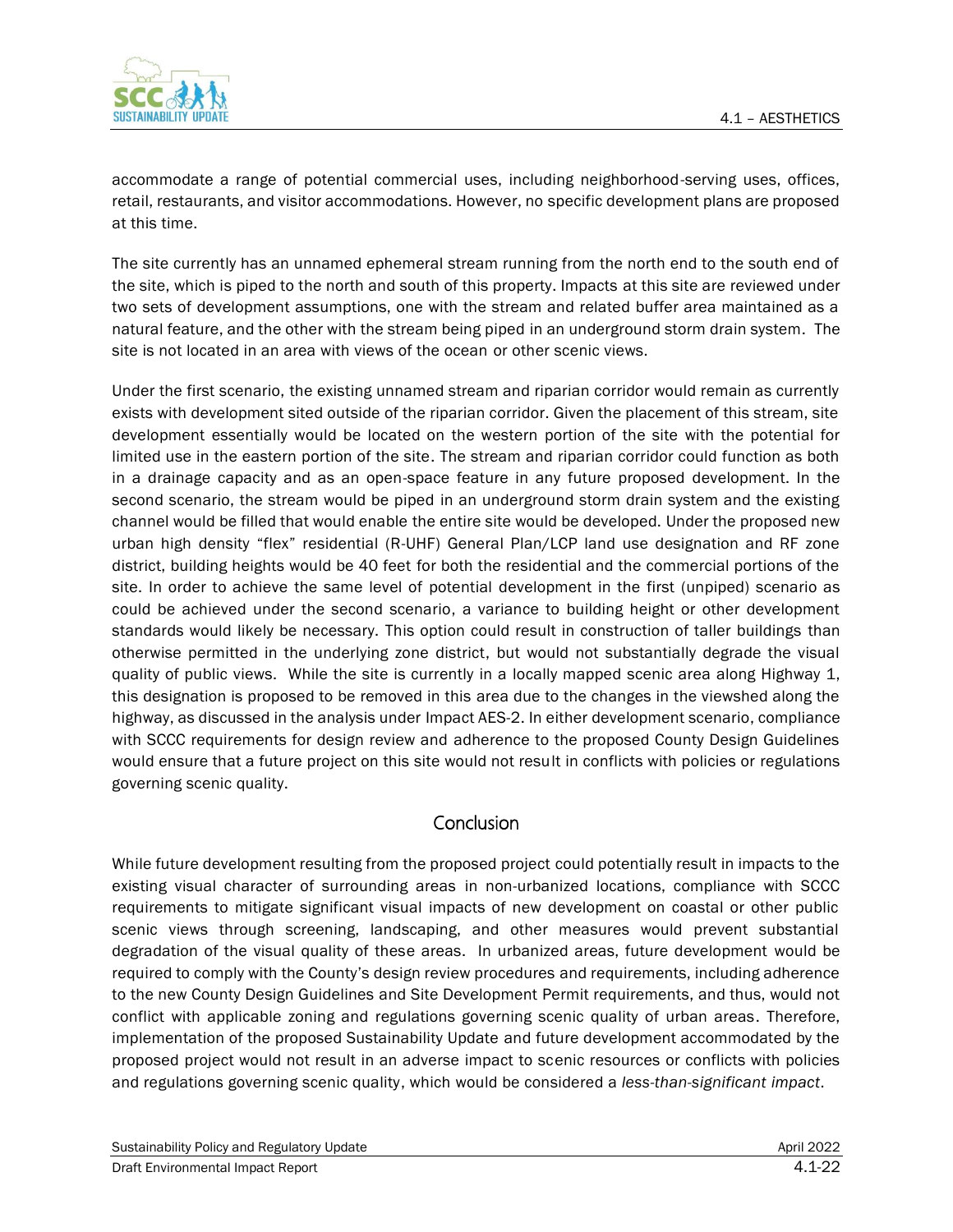accommodate a range of potential commercial uses, including neighborhood-serving uses, offices, retail, restaurants, and visitor accommodations. However, no specific development plans are proposed at this time.

The site currently has an unnamed ephemeral stream running from the north end to the south end of the site, which is piped to the north and south of this property. Impacts at this site are reviewed under two sets of development assumptions, one with the stream and related buffer area maintained as a natural feature, and the other with the stream being piped in an underground storm drain system. The site is not located in an area with views of the ocean or other scenic views.

Under the first scenario, the existing unnamed stream and riparian corridor would remain as currently exists with development sited outside of the riparian corridor. Given the placement of this stream, site development essentially would be located on the western portion of the site with the potential for limited use in the eastern portion of the site. The stream and riparian corridor could function as both in a drainage capacity and as an open-space feature in any future proposed development. In the second scenario, the stream would be piped in an underground storm drain system and the existing channel would be filled that would enable the entire site would be developed. Under the proposed new urban high density "flex" residential (R-UHF) General Plan/LCP land use designation and RF zone district, building heights would be 40 feet for both the residential and the commercial portions of the site. In order to achieve the same level of potential development in the first (unpiped) scenario as could be achieved under the second scenario, a variance to building height or other development standards would likely be necessary. This option could result in construction of taller buildings than otherwise permitted in the underlying zone district, but would not substantially degrade the visual quality of public views. While the site is currently in a locally mapped scenic area along Highway 1, this designation is proposed to be removed in this area due to the changes in the viewshed along the highway, as discussed in the analysis under Impact AES-2. In either development scenario, compliance with SCCC requirements for design review and adherence to the proposed County Design Guidelines would ensure that a future project on this site would not result in conflicts with policies or regulations governing scenic quality.

## Conclusion

While future development resulting from the proposed project could potentially result in impacts to the existing visual character of surrounding areas in non-urbanized locations, compliance with SCCC requirements to mitigate significant visual impacts of new development on coastal or other public scenic views through screening, landscaping, and other measures would prevent substantial degradation of the visual quality of these areas. In urbanized areas, future development would be required to comply with the County's design review procedures and requirements, including adherence to the new County Design Guidelines and Site Development Permit requirements, and thus, would not conflict with applicable zoning and regulations governing scenic quality of urban areas. Therefore, implementation of the proposed Sustainability Update and future development accommodated by the proposed project would not result in an adverse impact to scenic resources or conflicts with policies and regulations governing scenic quality, which would be considered a *less-than-significant impact*.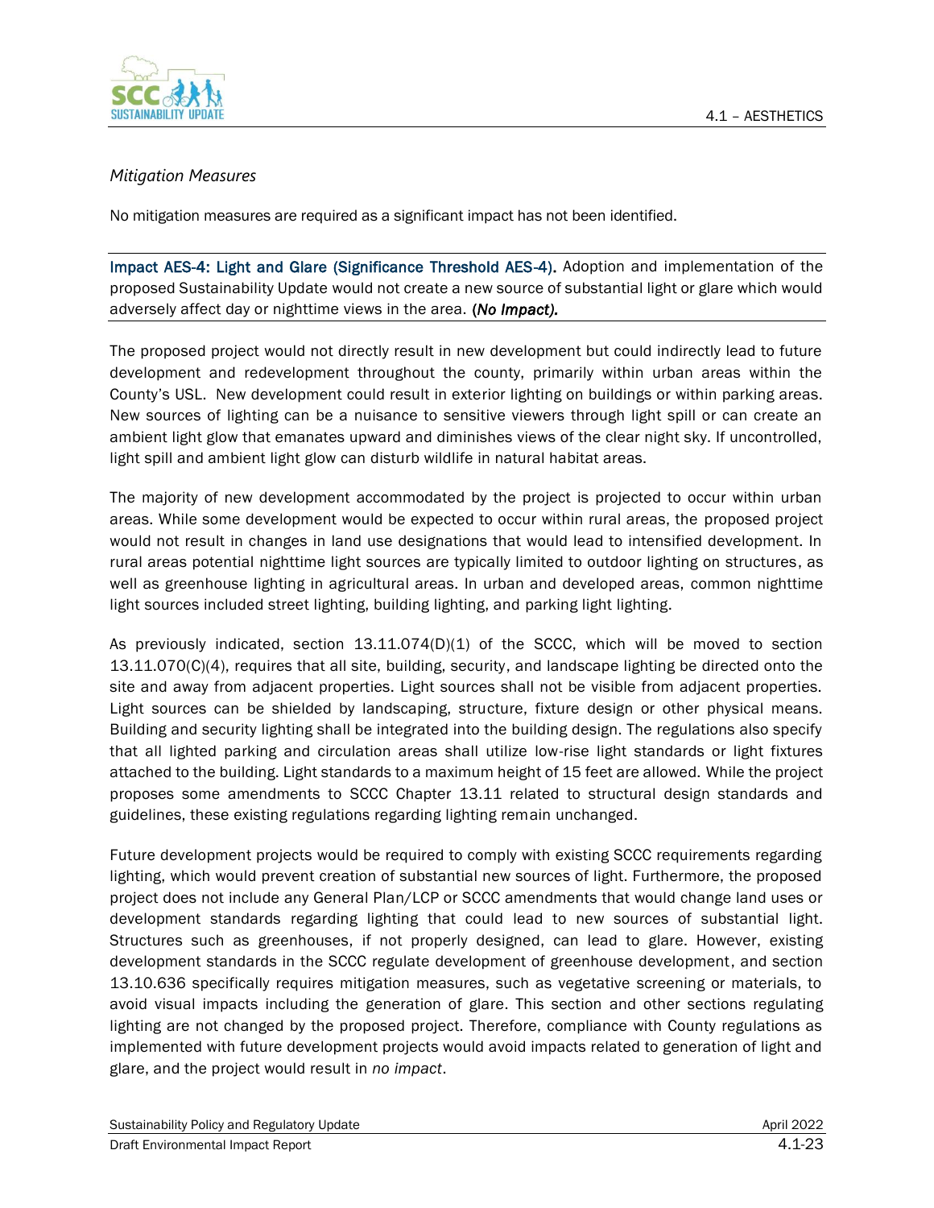*Mitigation Measures*

No mitigation measures are required as a significant impact has not been identified.

**Impact AES-4: Light and Glare (Significance Threshold AES-4).** Adoption and implementation of the proposed Sustainability Update would not create a new source of substantial light or glare which would adversely affect day or nighttime views in the area. ***(No Impact).***

The proposed project would not directly result in new development but could indirectly lead to future development and redevelopment throughout the county, primarily within urban areas within the County's USL. New development could result in exterior lighting on buildings or within parking areas. New sources of lighting can be a nuisance to sensitive viewers through light spill or can create an ambient light glow that emanates upward and diminishes views of the clear night sky. If uncontrolled, light spill and ambient light glow can disturb wildlife in natural habitat areas.

The majority of new development accommodated by the project is projected to occur within urban areas. While some development would be expected to occur within rural areas, the proposed project would not result in changes in land use designations that would lead to intensified development. In rural areas potential nighttime light sources are typically limited to outdoor lighting on structures, as well as greenhouse lighting in agricultural areas. In urban and developed areas, common nighttime light sources included street lighting, building lighting, and parking light lighting.

As previously indicated, section 13.11.074(D)(1) of the SCCC, which will be moved to section 13.11.070(C)(4), requires that all site, building, security, and landscape lighting be directed onto the site and away from adjacent properties. Light sources shall not be visible from adjacent properties. Light sources can be shielded by landscaping, structure, fixture design or other physical means. Building and security lighting shall be integrated into the building design. The regulations also specify that all lighted parking and circulation areas shall utilize low-rise light standards or light fixtures attached to the building. Light standards to a maximum height of 15 feet are allowed. While the project proposes some amendments to SCCC Chapter 13.11 related to structural design standards and guidelines, these existing regulations regarding lighting remain unchanged.

Future development projects would be required to comply with existing SCCC requirements regarding lighting, which would prevent creation of substantial new sources of light. Furthermore, the proposed project does not include any General Plan/LCP or SCCC amendments that would change land uses or development standards regarding lighting that could lead to new sources of substantial light. Structures such as greenhouses, if not properly designed, can lead to glare. However, existing development standards in the SCCC regulate development of greenhouse development, and section 13.10.636 specifically requires mitigation measures, such as vegetative screening or materials, to avoid visual impacts including the generation of glare. This section and other sections regulating lighting are not changed by the proposed project. Therefore, compliance with County regulations as implemented with future development projects would avoid impacts related to generation of light and glare, and the project would result in *no impact*.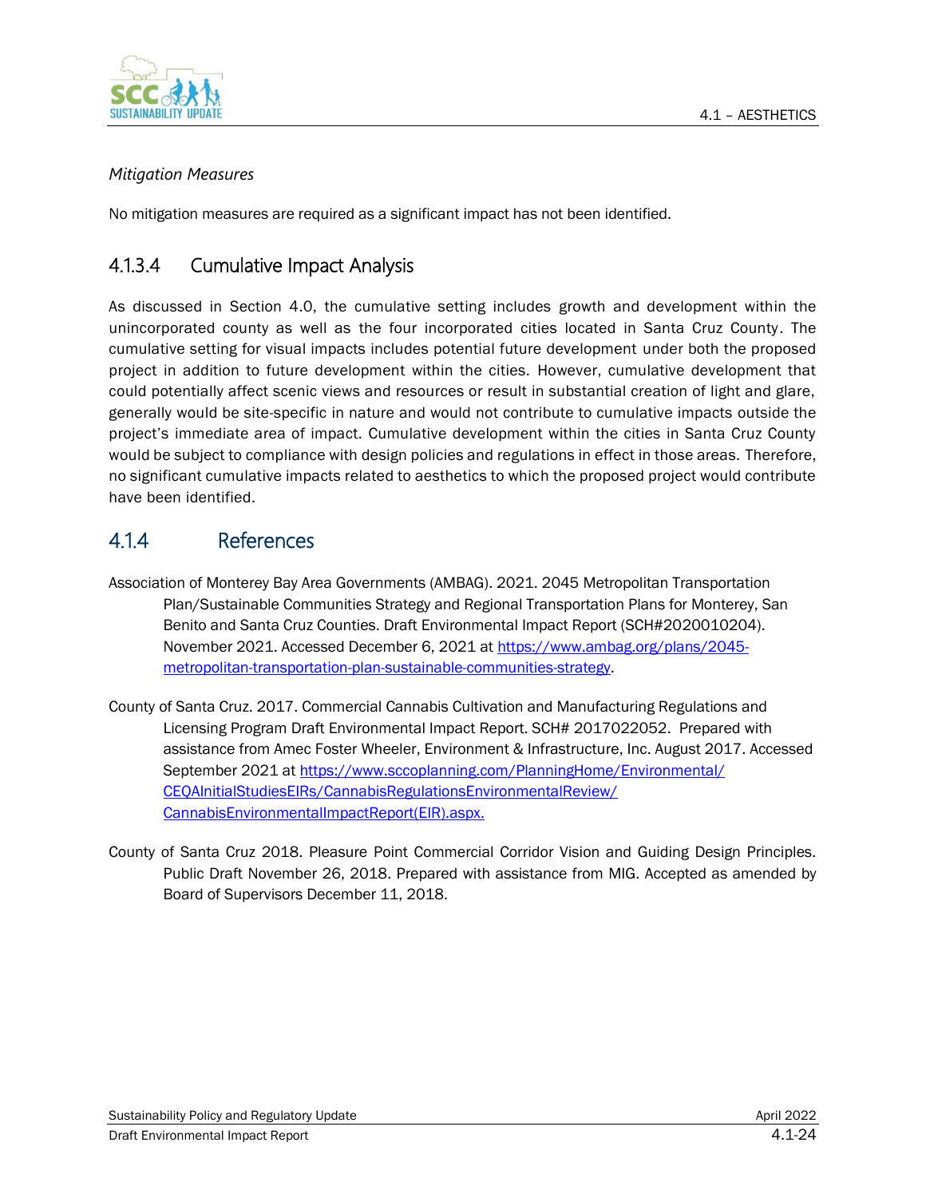*Mitigation Measures*

No mitigation measures are required as a significant impact has not been identified.

### 4.1.3.4 Cumulative Impact Analysis

As discussed in Section 4.0, the cumulative setting includes growth and development within the unincorporated county as well as the four incorporated cities located in Santa Cruz County. The cumulative setting for visual impacts includes potential future development under both the proposed project in addition to future development within the cities. However, cumulative development that could potentially affect scenic views and resources or result in substantial creation of light and glare, generally would be site-specific in nature and would not contribute to cumulative impacts outside the project's immediate area of impact. Cumulative development within the cities in Santa Cruz County would be subject to compliance with design policies and regulations in effect in those areas. Therefore, no significant cumulative impacts related to aesthetics to which the proposed project would contribute have been identified.

## 4.1.4 References

Association of Monterey Bay Area Governments (AMBAG). 2021. 2045 Metropolitan Transportation Plan/Sustainable Communities Strategy and Regional Transportation Plans for Monterey, San Benito and Santa Cruz Counties. Draft Environmental Impact Report (SCH#2020010204). November 2021. Accessed December 6, 2021 at https://www.ambag.org/plans/2045-metropolitan-transportation-plan-sustainable-communities-strategy.

County of Santa Cruz. 2017. Commercial Cannabis Cultivation and Manufacturing Regulations and Licensing Program Draft Environmental Impact Report. SCH# 2017022052. Prepared with assistance from Amec Foster Wheeler, Environment & Infrastructure, Inc. August 2017. Accessed September 2021 at https://www.sccoplanning.com/PlanningHome/Environmental/CEQAInitialStudiesEIRs/CannabisRegulationsEnvironmentalReview/CannabisEnvironmentalImpactReport(EIR).aspx.

County of Santa Cruz 2018. Pleasure Point Commercial Corridor Vision and Guiding Design Principles. Public Draft November 26, 2018. Prepared with assistance from MIG. Accepted as amended by Board of Supervisors December 11, 2018.